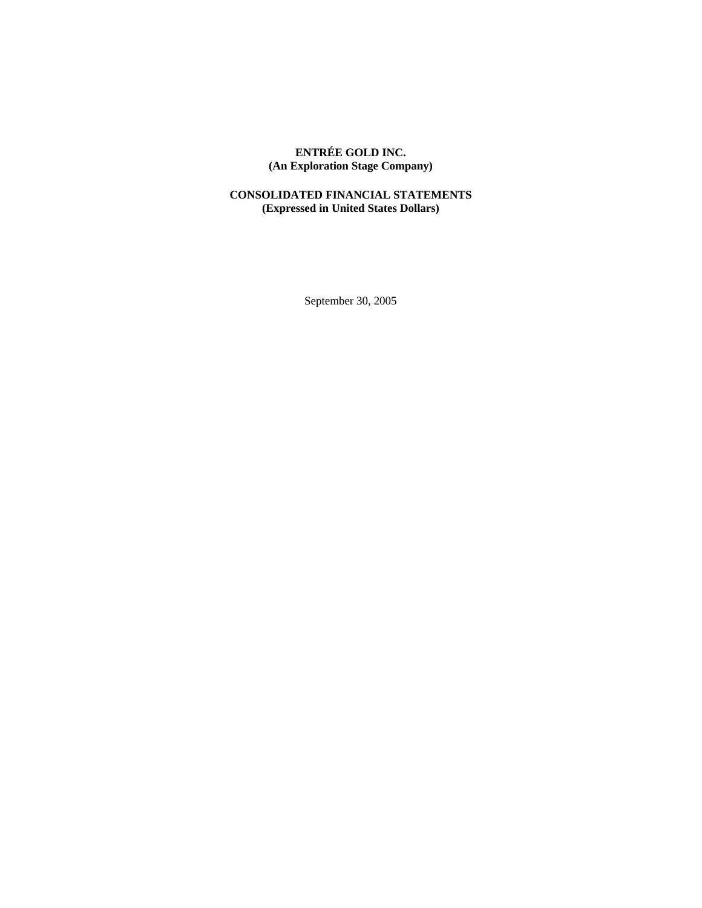**ENTRÉE GOLD INC.**
**(An Exploration Stage Company)**

**CONSOLIDATED FINANCIAL STATEMENTS**
**(Expressed in United States Dollars)**

September 30, 2005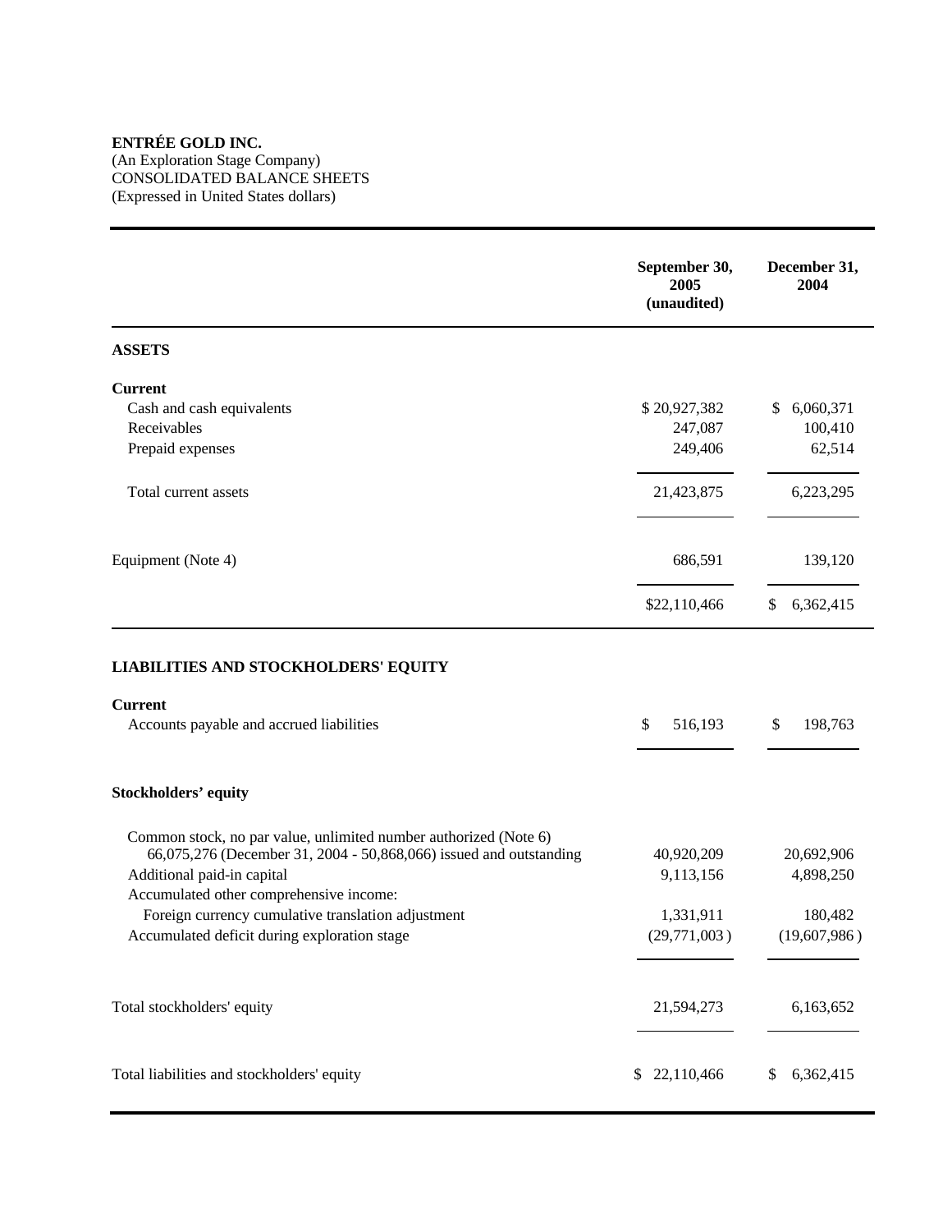**ENTRÉE GOLD INC.**
(An Exploration Stage Company)
CONSOLIDATED BALANCE SHEETS
(Expressed in United States dollars)

| | September 30, 2005 (unaudited) | December 31, 2004 |
|---|---|---|
| **ASSETS** | | |
| **Current** | | |
| Cash and cash equivalents | $ 20,927,382 | $ 6,060,371 |
| Receivables | 247,087 | 100,410 |
| Prepaid expenses | 249,406 | 62,514 |
| Total current assets | 21,423,875 | 6,223,295 |
| Equipment (Note 4) | 686,591 | 139,120 |
| | $22,110,466 | $ 6,362,415 |
| **LIABILITIES AND STOCKHOLDERS' EQUITY** | | |
| **Current** | | |
| Accounts payable and accrued liabilities | $ 516,193 | $ 198,763 |
| **Stockholders' equity** | | |
| Common stock, no par value, unlimited number authorized (Note 6) 66,075,276 (December 31, 2004 - 50,868,066) issued and outstanding | 40,920,209 | 20,692,906 |
| Additional paid-in capital | 9,113,156 | 4,898,250 |
| Accumulated other comprehensive income: | | |
| Foreign currency cumulative translation adjustment | 1,331,911 | 180,482 |
| Accumulated deficit during exploration stage | (29,771,003) | (19,607,986) |
| Total stockholders' equity | 21,594,273 | 6,163,652 |
| Total liabilities and stockholders' equity | $ 22,110,466 | $ 6,362,415 |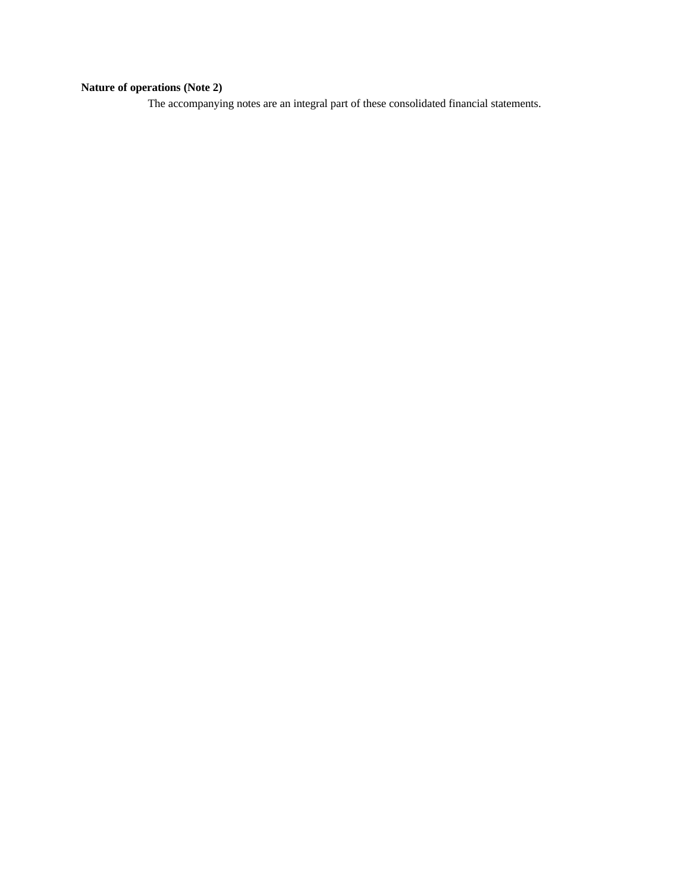**Nature of operations (Note 2)**

The accompanying notes are an integral part of these consolidated financial statements.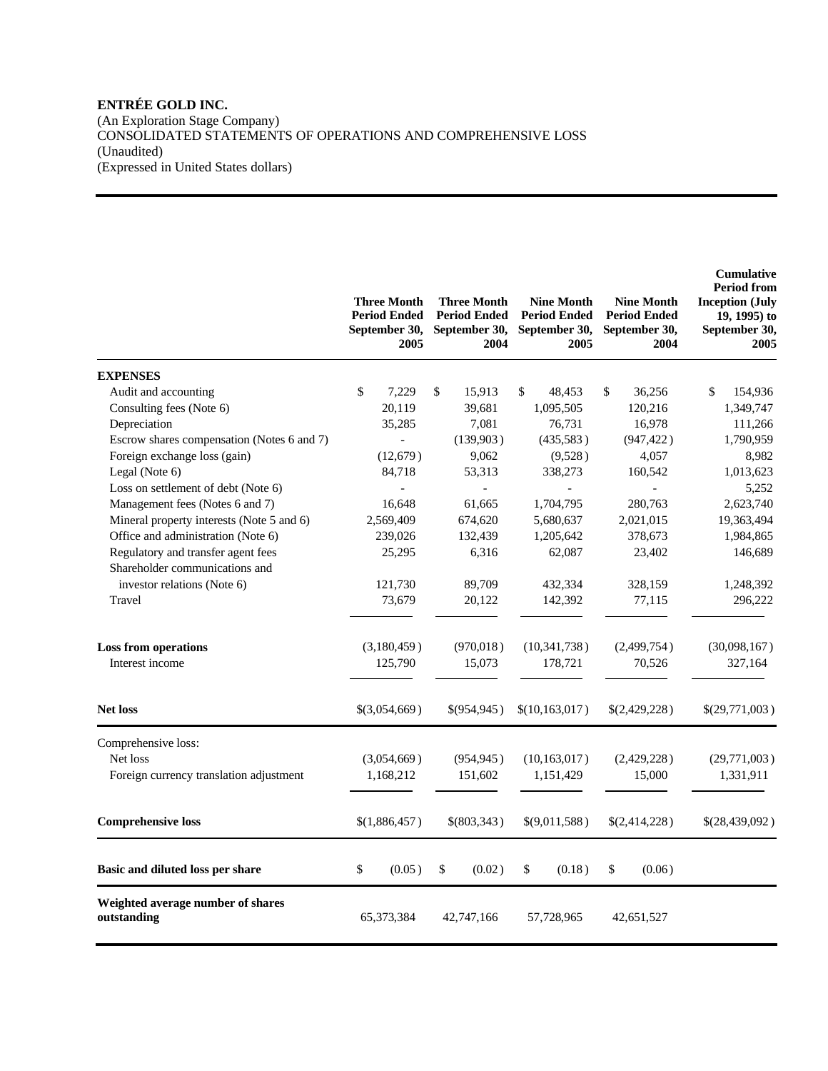**ENTRÉE GOLD INC.**
(An Exploration Stage Company)
CONSOLIDATED STATEMENTS OF OPERATIONS AND COMPREHENSIVE LOSS
(Unaudited)
(Expressed in United States dollars)

| | Three Month Period Ended September 30, 2005 | Three Month Period Ended September 30, 2004 | Nine Month Period Ended September 30, 2005 | Nine Month Period Ended September 30, 2004 | Cumulative Period from Inception (July 19, 1995) to September 30, 2005 |
|---|---|---|---|---|---|
| **EXPENSES** | | | | | |
| Audit and accounting | $ 7,229 | $ 15,913 | $ 48,453 | $ 36,256 | $ 154,936 |
| Consulting fees (Note 6) | 20,119 | 39,681 | 1,095,505 | 120,216 | 1,349,747 |
| Depreciation | 35,285 | 7,081 | 76,731 | 16,978 | 111,266 |
| Escrow shares compensation (Notes 6 and 7) | - | (139,903) | (435,583) | (947,422) | 1,790,959 |
| Foreign exchange loss (gain) | (12,679) | 9,062 | (9,528) | 4,057 | 8,982 |
| Legal (Note 6) | 84,718 | 53,313 | 338,273 | 160,542 | 1,013,623 |
| Loss on settlement of debt (Note 6) | - | - | - | - | 5,252 |
| Management fees (Notes 6 and 7) | 16,648 | 61,665 | 1,704,795 | 280,763 | 2,623,740 |
| Mineral property interests (Note 5 and 6) | 2,569,409 | 674,620 | 5,680,637 | 2,021,015 | 19,363,494 |
| Office and administration (Note 6) | 239,026 | 132,439 | 1,205,642 | 378,673 | 1,984,865 |
| Regulatory and transfer agent fees | 25,295 | 6,316 | 62,087 | 23,402 | 146,689 |
| Shareholder communications and investor relations (Note 6) | 121,730 | 89,709 | 432,334 | 328,159 | 1,248,392 |
| Travel | 73,679 | 20,122 | 142,392 | 77,115 | 296,222 |
| **Loss from operations** | (3,180,459) | (970,018) | (10,341,738) | (2,499,754) | (30,098,167) |
| Interest income | 125,790 | 15,073 | 178,721 | 70,526 | 327,164 |
| **Net loss** | $(3,054,669) | $(954,945) | $(10,163,017) | $(2,429,228) | $(29,771,003) |
| Comprehensive loss: | | | | | |
| Net loss | (3,054,669) | (954,945) | (10,163,017) | (2,429,228) | (29,771,003) |
| Foreign currency translation adjustment | 1,168,212 | 151,602 | 1,151,429 | 15,000 | 1,331,911 |
| **Comprehensive loss** | $(1,886,457) | $(803,343) | $(9,011,588) | $(2,414,228) | $(28,439,092) |
| **Basic and diluted loss per share** | $ (0.05) | $ (0.02) | $ (0.18) | $ (0.06) | |
| **Weighted average number of shares outstanding** | 65,373,384 | 42,747,166 | 57,728,965 | 42,651,527 | |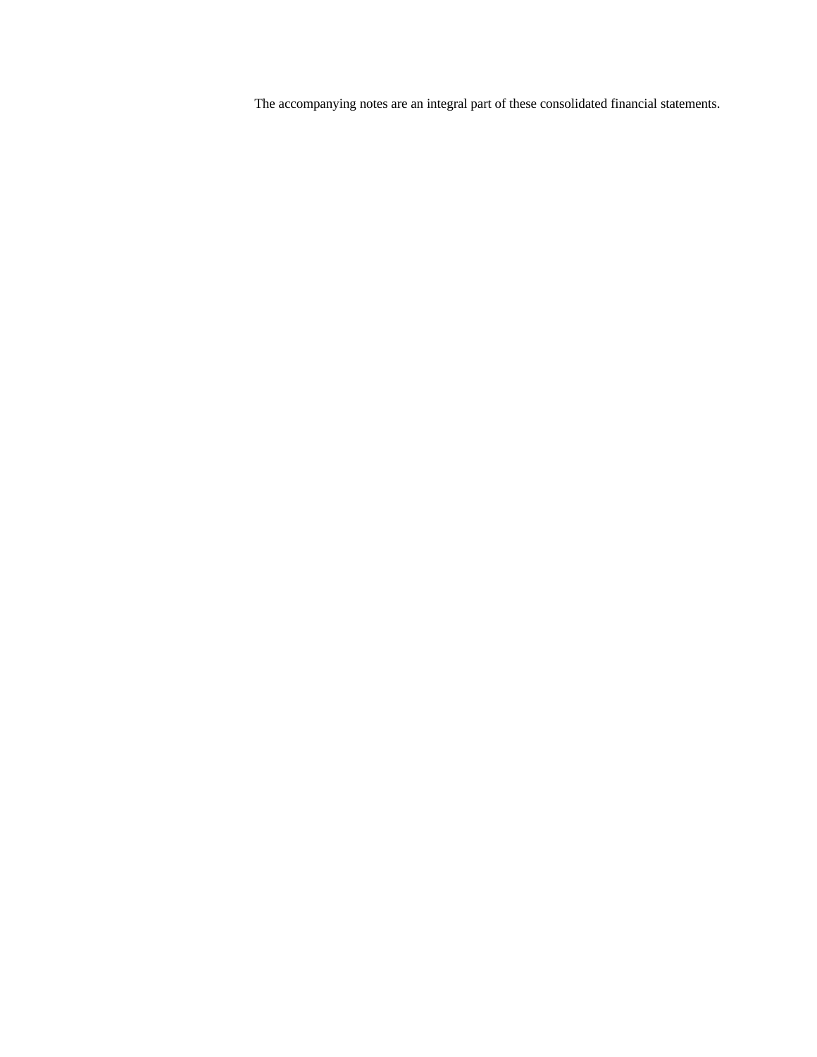The accompanying notes are an integral part of these consolidated financial statements.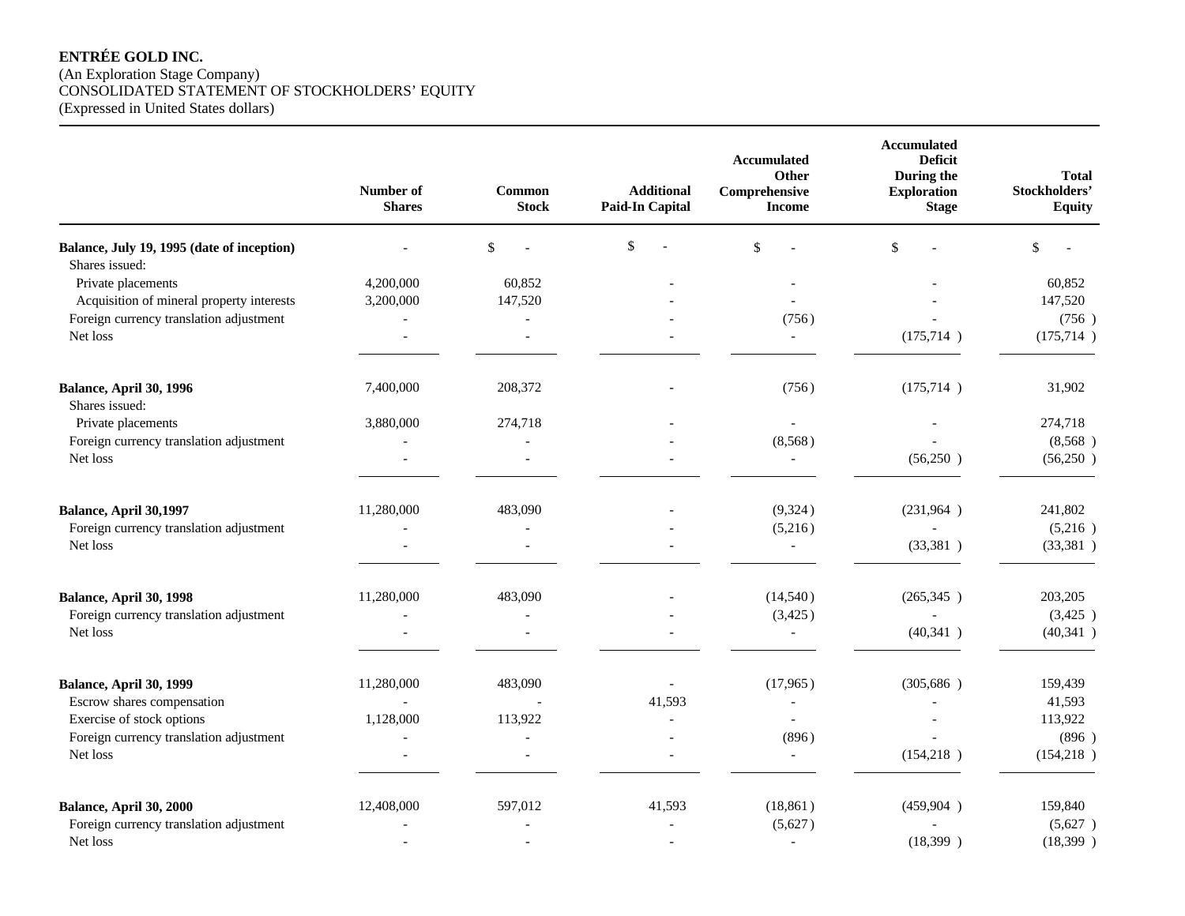**ENTRÉE GOLD INC.**
(An Exploration Stage Company)
CONSOLIDATED STATEMENT OF STOCKHOLDERS' EQUITY
(Expressed in United States dollars)

| | Number of Shares | Common Stock | Additional Paid-In Capital | Accumulated Other Comprehensive Income | Accumulated Deficit During the Exploration Stage | Total Stockholders' Equity |
|---|---|---|---|---|---|---|
| **Balance, July 19, 1995 (date of inception)** | - | $ - | $ - | $ - | $ - | $ - |
| Shares issued: | | | | | | |
| Private placements | 4,200,000 | 60,852 | - | - | - | 60,852 |
| Acquisition of mineral property interests | 3,200,000 | 147,520 | - | - | - | 147,520 |
| Foreign currency translation adjustment | - | - | - | (756) | - | (756) |
| Net loss | - | - | - | - | (175,714) | (175,714) |
| **Balance, April 30, 1996** | 7,400,000 | 208,372 | - | (756) | (175,714) | 31,902 |
| Shares issued: | | | | | | |
| Private placements | 3,880,000 | 274,718 | - | - | - | 274,718 |
| Foreign currency translation adjustment | - | - | - | (8,568) | - | (8,568) |
| Net loss | - | - | - | - | (56,250) | (56,250) |
| **Balance, April 30,1997** | 11,280,000 | 483,090 | - | (9,324) | (231,964) | 241,802 |
| Foreign currency translation adjustment | - | - | - | (5,216) | - | (5,216) |
| Net loss | - | - | - | - | (33,381) | (33,381) |
| **Balance, April 30, 1998** | 11,280,000 | 483,090 | - | (14,540) | (265,345) | 203,205 |
| Foreign currency translation adjustment | - | - | - | (3,425) | - | (3,425) |
| Net loss | - | - | - | - | (40,341) | (40,341) |
| **Balance, April 30, 1999** | 11,280,000 | 483,090 | - | (17,965) | (305,686) | 159,439 |
| Escrow shares compensation | - | - | 41,593 | - | - | 41,593 |
| Exercise of stock options | 1,128,000 | 113,922 | - | - | - | 113,922 |
| Foreign currency translation adjustment | - | - | - | (896) | - | (896) |
| Net loss | - | - | - | - | (154,218) | (154,218) |
| **Balance, April 30, 2000** | 12,408,000 | 597,012 | 41,593 | (18,861) | (459,904) | 159,840 |
| Foreign currency translation adjustment | - | - | - | (5,627) | - | (5,627) |
| Net loss | - | - | - | - | (18,399) | (18,399) |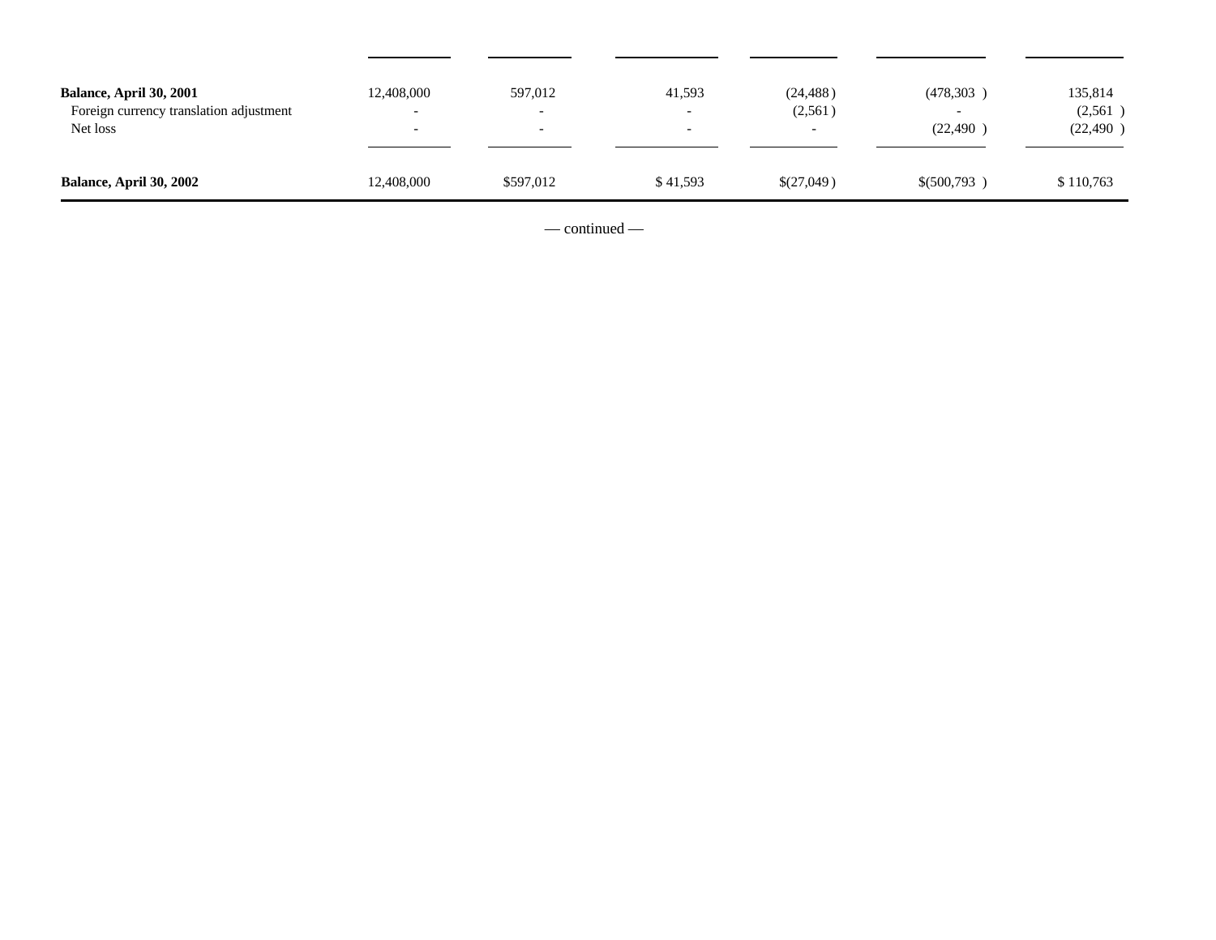| | | | | | | |
|---|---|---|---|---|---|---|
| **Balance, April 30, 2001** | 12,408,000 | 597,012 | 41,593 | (24,488) | (478,303) | 135,814 |
| Foreign currency translation adjustment | - | - | - | (2,561) | - | (2,561) |
| Net loss | - | - | - | - | (22,490) | (22,490) |
| **Balance, April 30, 2002** | 12,408,000 | $597,012 | $ 41,593 | $(27,049) | $(500,793) | $ 110,763 |

— continued —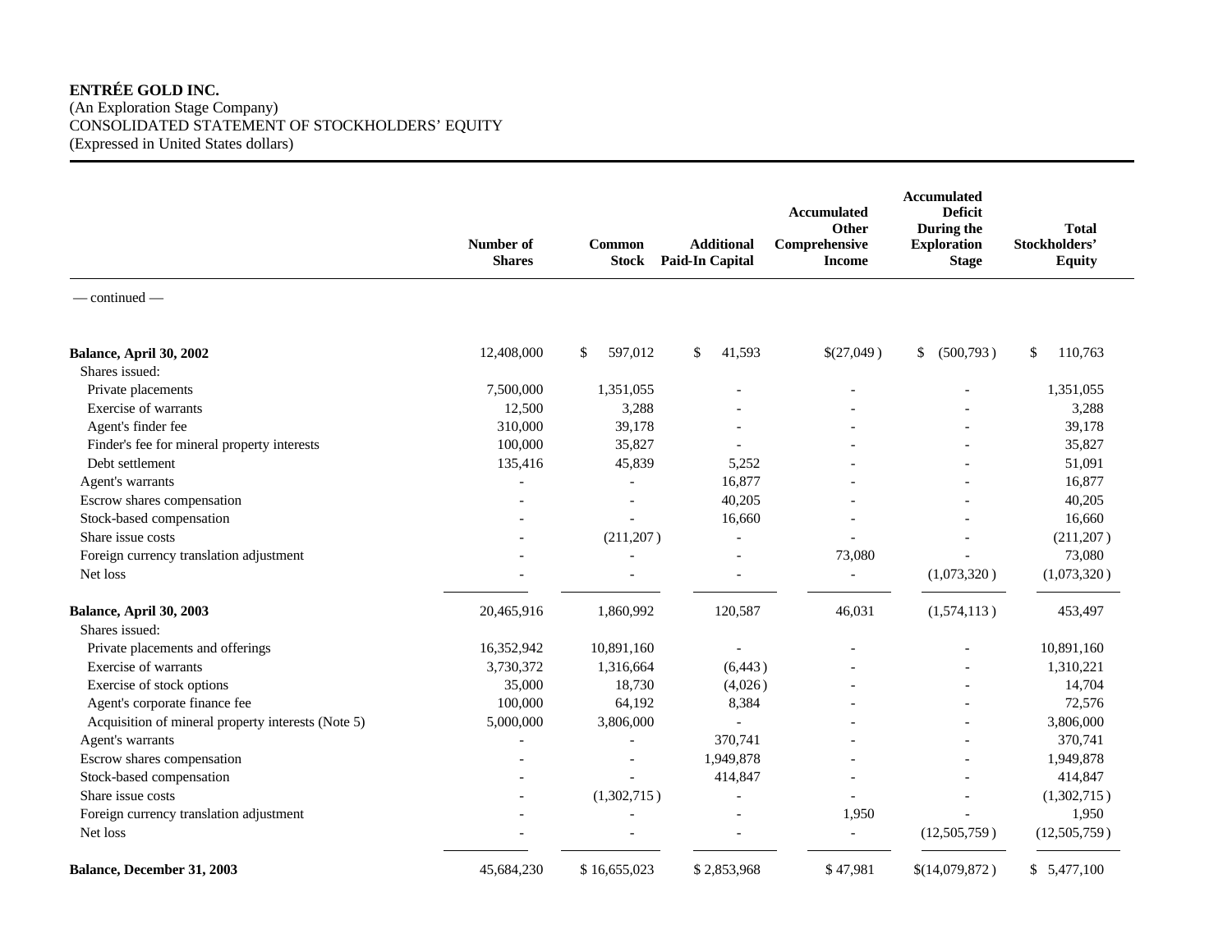**ENTRÉE GOLD INC.**
(An Exploration Stage Company)
CONSOLIDATED STATEMENT OF STOCKHOLDERS' EQUITY
(Expressed in United States dollars)

|  | Number of Shares | Common Stock | Additional Paid-In Capital | Accumulated Other Comprehensive Income | Accumulated Deficit During the Exploration Stage | Total Stockholders' Equity |
|---|---|---|---|---|---|---|
| — continued — |  |  |  |  |  |  |
| **Balance, April 30, 2002** | 12,408,000 | $ 597,012 | $ 41,593 | $(27,049) | $ (500,793) | $ 110,763 |
| Shares issued: |  |  |  |  |  |  |
| Private placements | 7,500,000 | 1,351,055 | - | - | - | 1,351,055 |
| Exercise of warrants | 12,500 | 3,288 | - | - | - | 3,288 |
| Agent's finder fee | 310,000 | 39,178 | - | - | - | 39,178 |
| Finder's fee for mineral property interests | 100,000 | 35,827 | - | - | - | 35,827 |
| Debt settlement | 135,416 | 45,839 | 5,252 | - | - | 51,091 |
| Agent's warrants | - | - | 16,877 | - | - | 16,877 |
| Escrow shares compensation | - | - | 40,205 | - | - | 40,205 |
| Stock-based compensation | - | - | 16,660 | - | - | 16,660 |
| Share issue costs | - | (211,207) | - | - | - | (211,207) |
| Foreign currency translation adjustment | - | - | - | 73,080 | - | 73,080 |
| Net loss | - | - | - | - | (1,073,320) | (1,073,320) |
| **Balance, April 30, 2003** | 20,465,916 | 1,860,992 | 120,587 | 46,031 | (1,574,113) | 453,497 |
| Shares issued: |  |  |  |  |  |  |
| Private placements and offerings | 16,352,942 | 10,891,160 | - | - | - | 10,891,160 |
| Exercise of warrants | 3,730,372 | 1,316,664 | (6,443) | - | - | 1,310,221 |
| Exercise of stock options | 35,000 | 18,730 | (4,026) | - | - | 14,704 |
| Agent's corporate finance fee | 100,000 | 64,192 | 8,384 | - | - | 72,576 |
| Acquisition of mineral property interests (Note 5) | 5,000,000 | 3,806,000 | - | - | - | 3,806,000 |
| Agent's warrants | - | - | 370,741 | - | - | 370,741 |
| Escrow shares compensation | - | - | 1,949,878 | - | - | 1,949,878 |
| Stock-based compensation | - | - | 414,847 | - | - | 414,847 |
| Share issue costs | - | (1,302,715) | - | - | - | (1,302,715) |
| Foreign currency translation adjustment | - | - | - | 1,950 | - | 1,950 |
| Net loss | - | - | - | - | (12,505,759) | (12,505,759) |
| **Balance, December 31, 2003** | 45,684,230 | $ 16,655,023 | $ 2,853,968 | $ 47,981 | $(14,079,872) | $ 5,477,100 |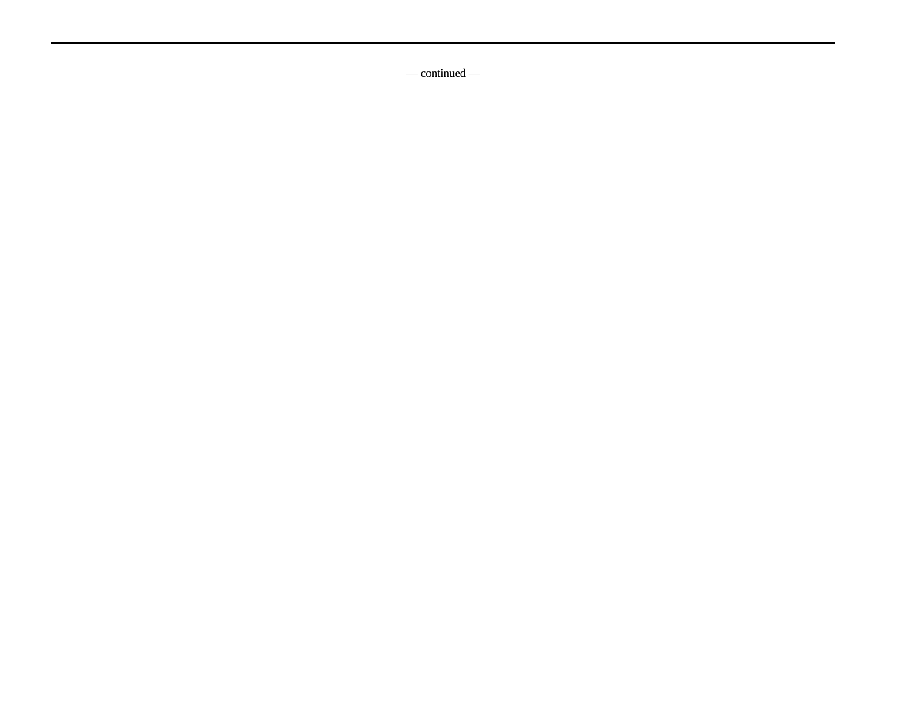— continued —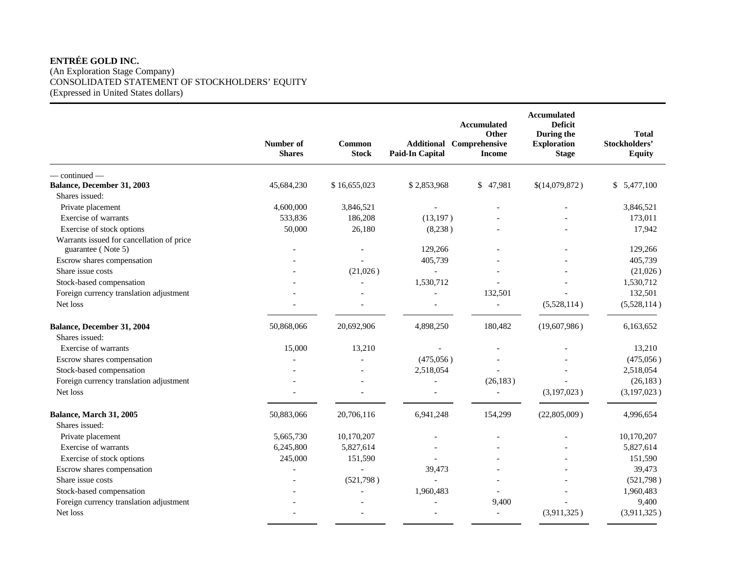**ENTRÉE GOLD INC.**
(An Exploration Stage Company)
CONSOLIDATED STATEMENT OF STOCKHOLDERS' EQUITY
(Expressed in United States dollars)

| | Number of Shares | Common Stock | Additional Paid-In Capital | Accumulated Other Comprehensive Income | Accumulated Deficit During the Exploration Stage | Total Stockholders' Equity |
|---|---|---|---|---|---|---|
| — continued — | | | | | | |
| **Balance, December 31, 2003** | 45,684,230 | $ 16,655,023 | $ 2,853,968 | $ 47,981 | $(14,079,872 ) | $ 5,477,100 |
| Shares issued: | | | | | | |
| Private placement | 4,600,000 | 3,846,521 | - | - | - | 3,846,521 |
| Exercise of warrants | 533,836 | 186,208 | (13,197 ) | - | - | 173,011 |
| Exercise of stock options | 50,000 | 26,180 | (8,238 ) | - | - | 17,942 |
| Warrants issued for cancellation of price guarantee ( Note 5) | - | - | 129,266 | - | - | 129,266 |
| Escrow shares compensation | - | - | 405,739 | - | - | 405,739 |
| Share issue costs | - | (21,026 ) | - | - | - | (21,026 ) |
| Stock-based compensation | - | - | 1,530,712 | - | - | 1,530,712 |
| Foreign currency translation adjustment | - | - | - | 132,501 | - | 132,501 |
| Net loss | - | - | - | - | (5,528,114 ) | (5,528,114 ) |
| **Balance, December 31, 2004** | 50,868,066 | 20,692,906 | 4,898,250 | 180,482 | (19,607,986 ) | 6,163,652 |
| Shares issued: | | | | | | |
| Exercise of warrants | 15,000 | 13,210 | - | - | - | 13,210 |
| Escrow shares compensation | - | - | (475,056 ) | - | - | (475,056 ) |
| Stock-based compensation | - | - | 2,518,054 | - | - | 2,518,054 |
| Foreign currency translation adjustment | - | - | - | (26,183 ) | - | (26,183 ) |
| Net loss | - | - | - | - | (3,197,023 ) | (3,197,023 ) |
| **Balance, March 31, 2005** | 50,883,066 | 20,706,116 | 6,941,248 | 154,299 | (22,805,009 ) | 4,996,654 |
| Shares issued: | | | | | | |
| Private placement | 5,665,730 | 10,170,207 | - | - | - | 10,170,207 |
| Exercise of warrants | 6,245,800 | 5,827,614 | - | - | - | 5,827,614 |
| Exercise of stock options | 245,000 | 151,590 | - | - | - | 151,590 |
| Escrow shares compensation | - | - | 39,473 | - | - | 39,473 |
| Share issue costs | - | (521,798 ) | - | - | - | (521,798 ) |
| Stock-based compensation | - | - | 1,960,483 | - | - | 1,960,483 |
| Foreign currency translation adjustment | - | - | - | 9,400 | - | 9,400 |
| Net loss | - | - | - | - | (3,911,325 ) | (3,911,325 ) |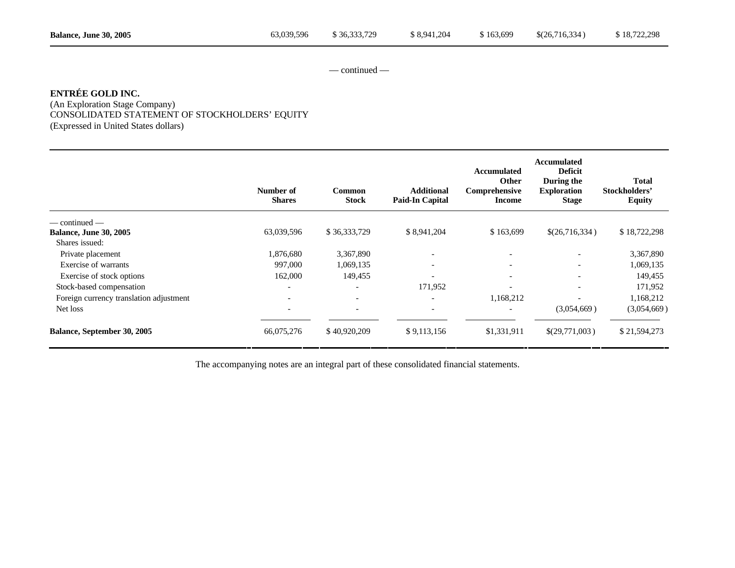| Balance, June 30, 2005 | 63,039,596 | $ 36,333,729 | $ 8,941,204 | $ 163,699 | $(26,716,334 ) | $ 18,722,298 |
|---|---|---|---|---|---|---|

— continued —

**ENTRÉE GOLD INC.**
(An Exploration Stage Company)
CONSOLIDATED STATEMENT OF STOCKHOLDERS' EQUITY
(Expressed in United States dollars)

| | Number of Shares | Common Stock | Additional Paid-In Capital | Accumulated Other Comprehensive Income | Accumulated Deficit During the Exploration Stage | Total Stockholders' Equity |
|---|---|---|---|---|---|---|
| — continued — | | | | | | |
| **Balance, June 30, 2005** | 63,039,596 | $ 36,333,729 | $ 8,941,204 | $ 163,699 | $(26,716,334 ) | $ 18,722,298 |
| Shares issued: | | | | | | |
| Private placement | 1,876,680 | 3,367,890 | - | - | - | 3,367,890 |
| Exercise of warrants | 997,000 | 1,069,135 | - | - | - | 1,069,135 |
| Exercise of stock options | 162,000 | 149,455 | - | - | - | 149,455 |
| Stock-based compensation | - | - | 171,952 | - | - | 171,952 |
| Foreign currency translation adjustment | - | - | - | 1,168,212 | - | 1,168,212 |
| Net loss | - | - | - | - | (3,054,669 ) | (3,054,669 ) |
| **Balance, September 30, 2005** | 66,075,276 | $ 40,920,209 | $ 9,113,156 | $1,331,911 | $(29,771,003 ) | $ 21,594,273 |

The accompanying notes are an integral part of these consolidated financial statements.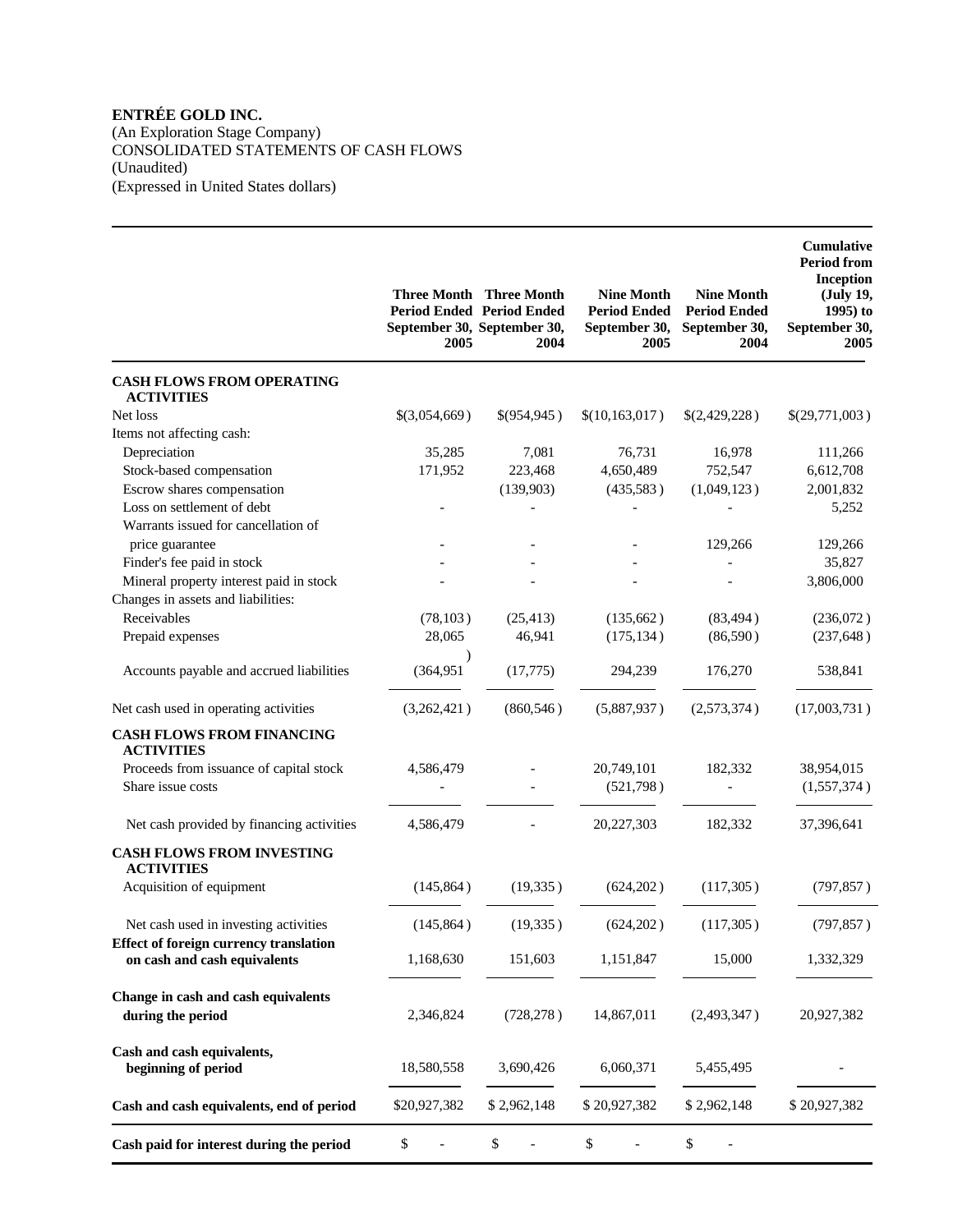**ENTRÉE GOLD INC.**
(An Exploration Stage Company)
CONSOLIDATED STATEMENTS OF CASH FLOWS
(Unaudited)
(Expressed in United States dollars)

| | Three Month Period Ended September 30, 2005 | Three Month Period Ended September 30, 2004 | Nine Month Period Ended September 30, 2005 | Nine Month Period Ended September 30, 2004 | Cumulative Period from Inception (July 19, 1995) to September 30, 2005 |
|---|---|---|---|---|---|
| **CASH FLOWS FROM OPERATING ACTIVITIES** | | | | | |
| Net loss | $(3,054,669) | $(954,945) | $(10,163,017) | $(2,429,228) | $(29,771,003) |
| Items not affecting cash: | | | | | |
| Depreciation | 35,285 | 7,081 | 76,731 | 16,978 | 111,266 |
| Stock-based compensation | 171,952 | 223,468 | 4,650,489 | 752,547 | 6,612,708 |
| Escrow shares compensation | | (139,903) | (435,583) | (1,049,123) | 2,001,832 |
| Loss on settlement of debt | - | - | - | - | 5,252 |
| Warrants issued for cancellation of price guarantee | - | - | - | 129,266 | 129,266 |
| Finder's fee paid in stock | - | - | - | - | 35,827 |
| Mineral property interest paid in stock | - | - | - | - | 3,806,000 |
| Changes in assets and liabilities: | | | | | |
| Receivables | (78,103) | (25,413) | (135,662) | (83,494) | (236,072) |
| Prepaid expenses | 28,065 | 46,941 | (175,134) | (86,590) | (237,648) |
| Accounts payable and accrued liabilities | (364,951) | (17,775) | 294,239 | 176,270 | 538,841 |
| Net cash used in operating activities | (3,262,421) | (860,546) | (5,887,937) | (2,573,374) | (17,003,731) |
| **CASH FLOWS FROM FINANCING ACTIVITIES** | | | | | |
| Proceeds from issuance of capital stock | 4,586,479 | - | 20,749,101 | 182,332 | 38,954,015 |
| Share issue costs | - | - | (521,798) | - | (1,557,374) |
| Net cash provided by financing activities | 4,586,479 | - | 20,227,303 | 182,332 | 37,396,641 |
| **CASH FLOWS FROM INVESTING ACTIVITIES** | | | | | |
| Acquisition of equipment | (145,864) | (19,335) | (624,202) | (117,305) | (797,857) |
| Net cash used in investing activities | (145,864) | (19,335) | (624,202) | (117,305) | (797,857) |
| **Effect of foreign currency translation on cash and cash equivalents** | 1,168,630 | 151,603 | 1,151,847 | 15,000 | 1,332,329 |
| **Change in cash and cash equivalents during the period** | 2,346,824 | (728,278) | 14,867,011 | (2,493,347) | 20,927,382 |
| **Cash and cash equivalents, beginning of period** | 18,580,558 | 3,690,426 | 6,060,371 | 5,455,495 | - |
| **Cash and cash equivalents, end of period** | $20,927,382 | $ 2,962,148 | $ 20,927,382 | $ 2,962,148 | $ 20,927,382 |
| **Cash paid for interest during the period** | $ - | $ - | $ - | $ - | |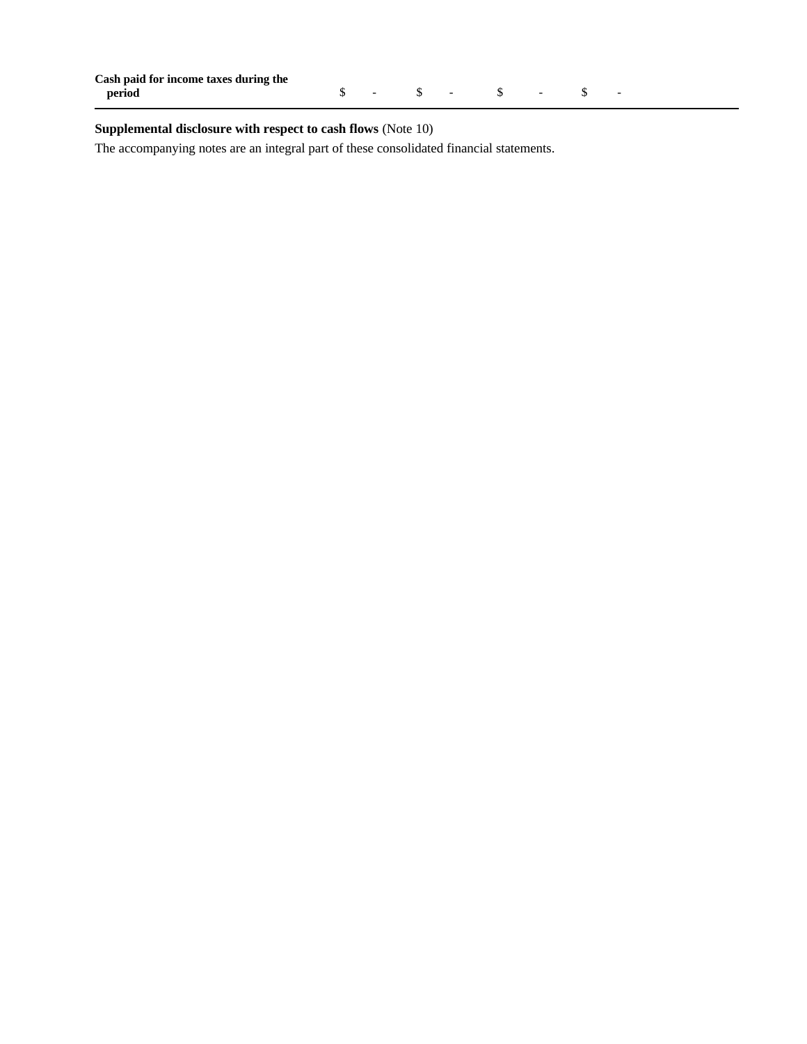| | | | | |
|---|---|---|---|---|
| **Cash paid for income taxes during the period** | $ - | $ - | $ - | $ - |

**Supplemental disclosure with respect to cash flows** (Note 10)

The accompanying notes are an integral part of these consolidated financial statements.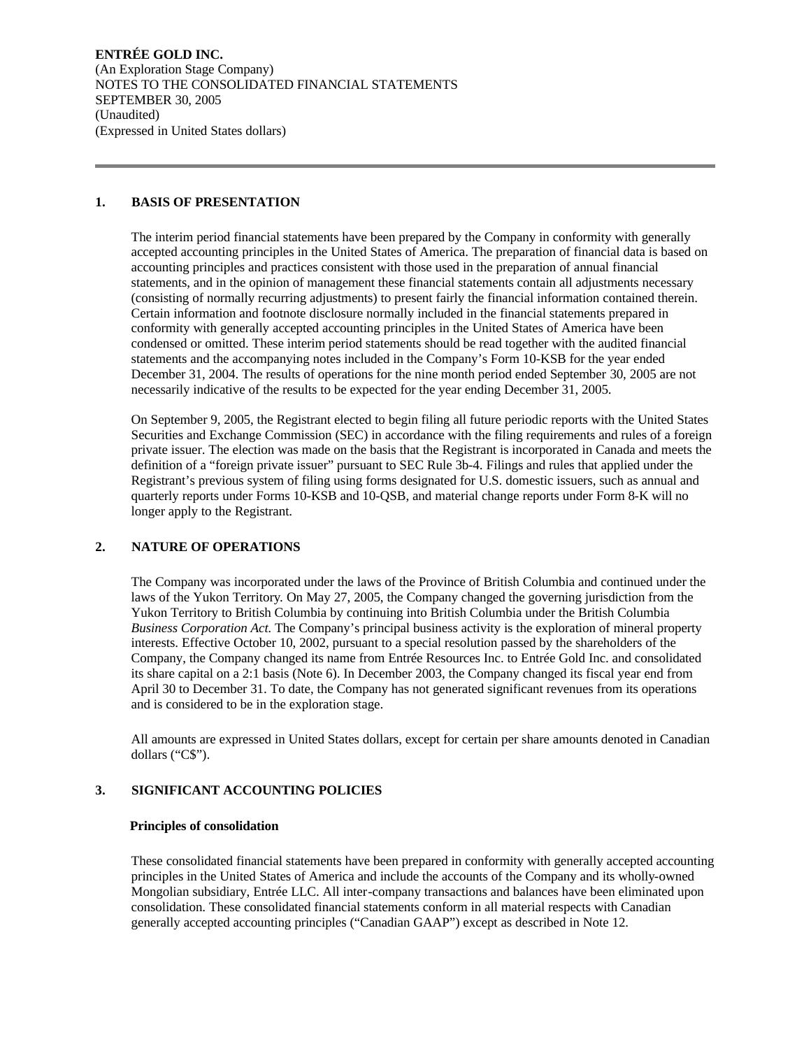**ENTRÉE GOLD INC.**
(An Exploration Stage Company)
NOTES TO THE CONSOLIDATED FINANCIAL STATEMENTS
SEPTEMBER 30, 2005
(Unaudited)
(Expressed in United States dollars)

---

## 1. BASIS OF PRESENTATION

The interim period financial statements have been prepared by the Company in conformity with generally accepted accounting principles in the United States of America. The preparation of financial data is based on accounting principles and practices consistent with those used in the preparation of annual financial statements, and in the opinion of management these financial statements contain all adjustments necessary (consisting of normally recurring adjustments) to present fairly the financial information contained therein. Certain information and footnote disclosure normally included in the financial statements prepared in conformity with generally accepted accounting principles in the United States of America have been condensed or omitted. These interim period statements should be read together with the audited financial statements and the accompanying notes included in the Company's Form 10-KSB for the year ended December 31, 2004. The results of operations for the nine month period ended September 30, 2005 are not necessarily indicative of the results to be expected for the year ending December 31, 2005.

On September 9, 2005, the Registrant elected to begin filing all future periodic reports with the United States Securities and Exchange Commission (SEC) in accordance with the filing requirements and rules of a foreign private issuer. The election was made on the basis that the Registrant is incorporated in Canada and meets the definition of a "foreign private issuer" pursuant to SEC Rule 3b-4. Filings and rules that applied under the Registrant's previous system of filing using forms designated for U.S. domestic issuers, such as annual and quarterly reports under Forms 10-KSB and 10-QSB, and material change reports under Form 8-K will no longer apply to the Registrant.

## 2. NATURE OF OPERATIONS

The Company was incorporated under the laws of the Province of British Columbia and continued under the laws of the Yukon Territory. On May 27, 2005, the Company changed the governing jurisdiction from the Yukon Territory to British Columbia by continuing into British Columbia under the British Columbia *Business Corporation Act.* The Company's principal business activity is the exploration of mineral property interests. Effective October 10, 2002, pursuant to a special resolution passed by the shareholders of the Company, the Company changed its name from Entrée Resources Inc. to Entrée Gold Inc. and consolidated its share capital on a 2:1 basis (Note 6). In December 2003, the Company changed its fiscal year end from April 30 to December 31. To date, the Company has not generated significant revenues from its operations and is considered to be in the exploration stage.

All amounts are expressed in United States dollars, except for certain per share amounts denoted in Canadian dollars ("C$").

## 3. SIGNIFICANT ACCOUNTING POLICIES

### Principles of consolidation

These consolidated financial statements have been prepared in conformity with generally accepted accounting principles in the United States of America and include the accounts of the Company and its wholly-owned Mongolian subsidiary, Entrée LLC. All inter-company transactions and balances have been eliminated upon consolidation. These consolidated financial statements conform in all material respects with Canadian generally accepted accounting principles ("Canadian GAAP") except as described in Note 12.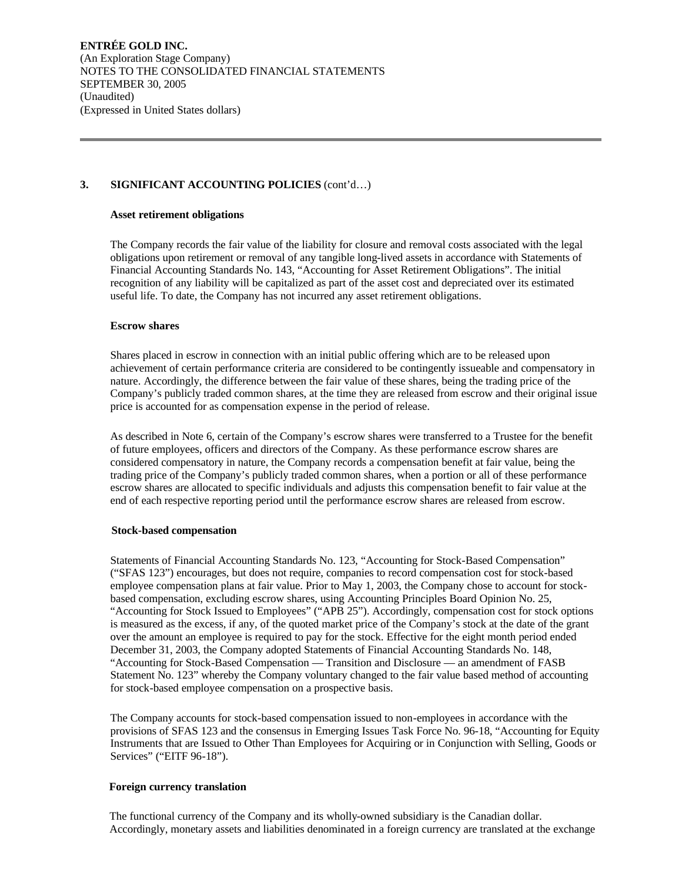ENTRÉE GOLD INC.
(An Exploration Stage Company)
NOTES TO THE CONSOLIDATED FINANCIAL STATEMENTS
SEPTEMBER 30, 2005
(Unaudited)
(Expressed in United States dollars)

## 3. SIGNIFICANT ACCOUNTING POLICIES (cont'd…)

**Asset retirement obligations**

The Company records the fair value of the liability for closure and removal costs associated with the legal obligations upon retirement or removal of any tangible long-lived assets in accordance with Statements of Financial Accounting Standards No. 143, "Accounting for Asset Retirement Obligations". The initial recognition of any liability will be capitalized as part of the asset cost and depreciated over its estimated useful life. To date, the Company has not incurred any asset retirement obligations.

**Escrow shares**

Shares placed in escrow in connection with an initial public offering which are to be released upon achievement of certain performance criteria are considered to be contingently issueable and compensatory in nature. Accordingly, the difference between the fair value of these shares, being the trading price of the Company's publicly traded common shares, at the time they are released from escrow and their original issue price is accounted for as compensation expense in the period of release.

As described in Note 6, certain of the Company's escrow shares were transferred to a Trustee for the benefit of future employees, officers and directors of the Company. As these performance escrow shares are considered compensatory in nature, the Company records a compensation benefit at fair value, being the trading price of the Company's publicly traded common shares, when a portion or all of these performance escrow shares are allocated to specific individuals and adjusts this compensation benefit to fair value at the end of each respective reporting period until the performance escrow shares are released from escrow.

**Stock-based compensation**

Statements of Financial Accounting Standards No. 123, "Accounting for Stock-Based Compensation" ("SFAS 123") encourages, but does not require, companies to record compensation cost for stock-based employee compensation plans at fair value. Prior to May 1, 2003, the Company chose to account for stock-based compensation, excluding escrow shares, using Accounting Principles Board Opinion No. 25, "Accounting for Stock Issued to Employees" ("APB 25"). Accordingly, compensation cost for stock options is measured as the excess, if any, of the quoted market price of the Company's stock at the date of the grant over the amount an employee is required to pay for the stock. Effective for the eight month period ended December 31, 2003, the Company adopted Statements of Financial Accounting Standards No. 148, "Accounting for Stock-Based Compensation — Transition and Disclosure — an amendment of FASB Statement No. 123" whereby the Company voluntary changed to the fair value based method of accounting for stock-based employee compensation on a prospective basis.

The Company accounts for stock-based compensation issued to non-employees in accordance with the provisions of SFAS 123 and the consensus in Emerging Issues Task Force No. 96-18, "Accounting for Equity Instruments that are Issued to Other Than Employees for Acquiring or in Conjunction with Selling, Goods or Services" ("EITF 96-18").

**Foreign currency translation**

The functional currency of the Company and its wholly-owned subsidiary is the Canadian dollar. Accordingly, monetary assets and liabilities denominated in a foreign currency are translated at the exchange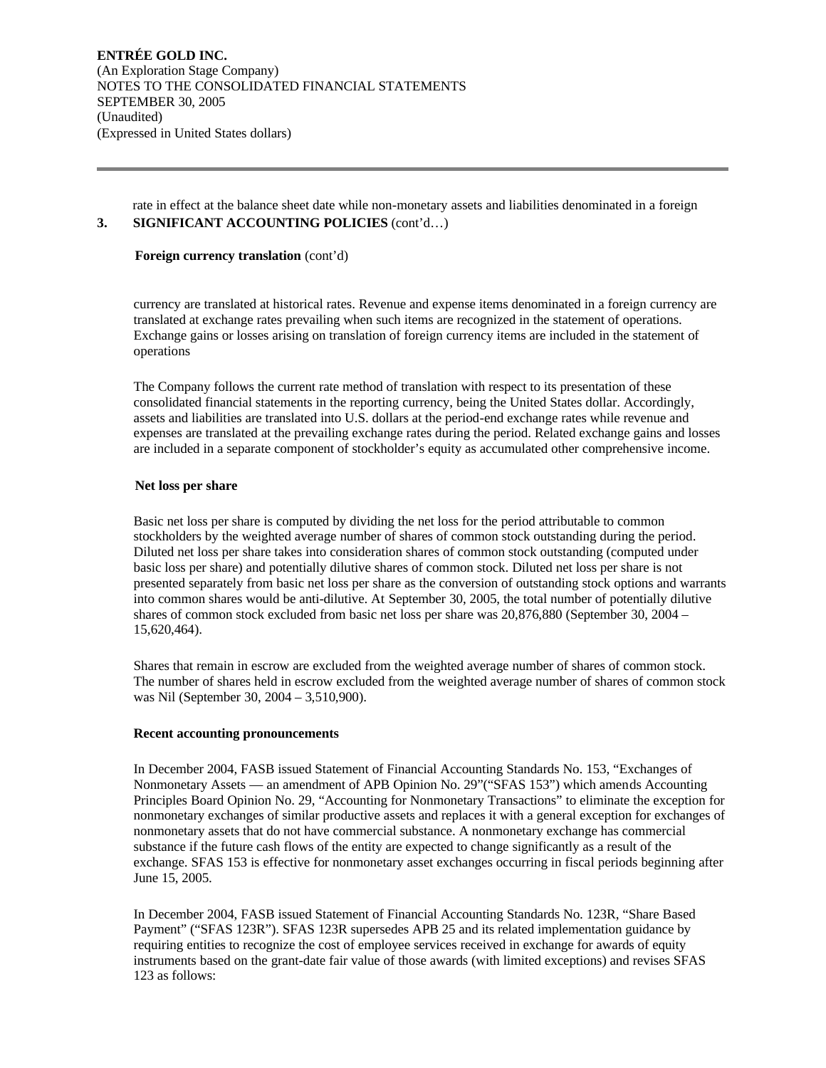rate in effect at the balance sheet date while non-monetary assets and liabilities denominated in a foreign

## 3. SIGNIFICANT ACCOUNTING POLICIES (cont'd…)

**Foreign currency translation** (cont'd)

currency are translated at historical rates. Revenue and expense items denominated in a foreign currency are translated at exchange rates prevailing when such items are recognized in the statement of operations. Exchange gains or losses arising on translation of foreign currency items are included in the statement of operations

The Company follows the current rate method of translation with respect to its presentation of these consolidated financial statements in the reporting currency, being the United States dollar. Accordingly, assets and liabilities are translated into U.S. dollars at the period-end exchange rates while revenue and expenses are translated at the prevailing exchange rates during the period. Related exchange gains and losses are included in a separate component of stockholder's equity as accumulated other comprehensive income.

**Net loss per share**

Basic net loss per share is computed by dividing the net loss for the period attributable to common stockholders by the weighted average number of shares of common stock outstanding during the period. Diluted net loss per share takes into consideration shares of common stock outstanding (computed under basic loss per share) and potentially dilutive shares of common stock. Diluted net loss per share is not presented separately from basic net loss per share as the conversion of outstanding stock options and warrants into common shares would be anti-dilutive. At September 30, 2005, the total number of potentially dilutive shares of common stock excluded from basic net loss per share was 20,876,880 (September 30, 2004 – 15,620,464).

Shares that remain in escrow are excluded from the weighted average number of shares of common stock. The number of shares held in escrow excluded from the weighted average number of shares of common stock was Nil (September 30, 2004 – 3,510,900).

**Recent accounting pronouncements**

In December 2004, FASB issued Statement of Financial Accounting Standards No. 153, "Exchanges of Nonmonetary Assets — an amendment of APB Opinion No. 29"("SFAS 153") which amends Accounting Principles Board Opinion No. 29, "Accounting for Nonmonetary Transactions" to eliminate the exception for nonmonetary exchanges of similar productive assets and replaces it with a general exception for exchanges of nonmonetary assets that do not have commercial substance. A nonmonetary exchange has commercial substance if the future cash flows of the entity are expected to change significantly as a result of the exchange. SFAS 153 is effective for nonmonetary asset exchanges occurring in fiscal periods beginning after June 15, 2005.

In December 2004, FASB issued Statement of Financial Accounting Standards No. 123R, "Share Based Payment" ("SFAS 123R"). SFAS 123R supersedes APB 25 and its related implementation guidance by requiring entities to recognize the cost of employee services received in exchange for awards of equity instruments based on the grant-date fair value of those awards (with limited exceptions) and revises SFAS 123 as follows: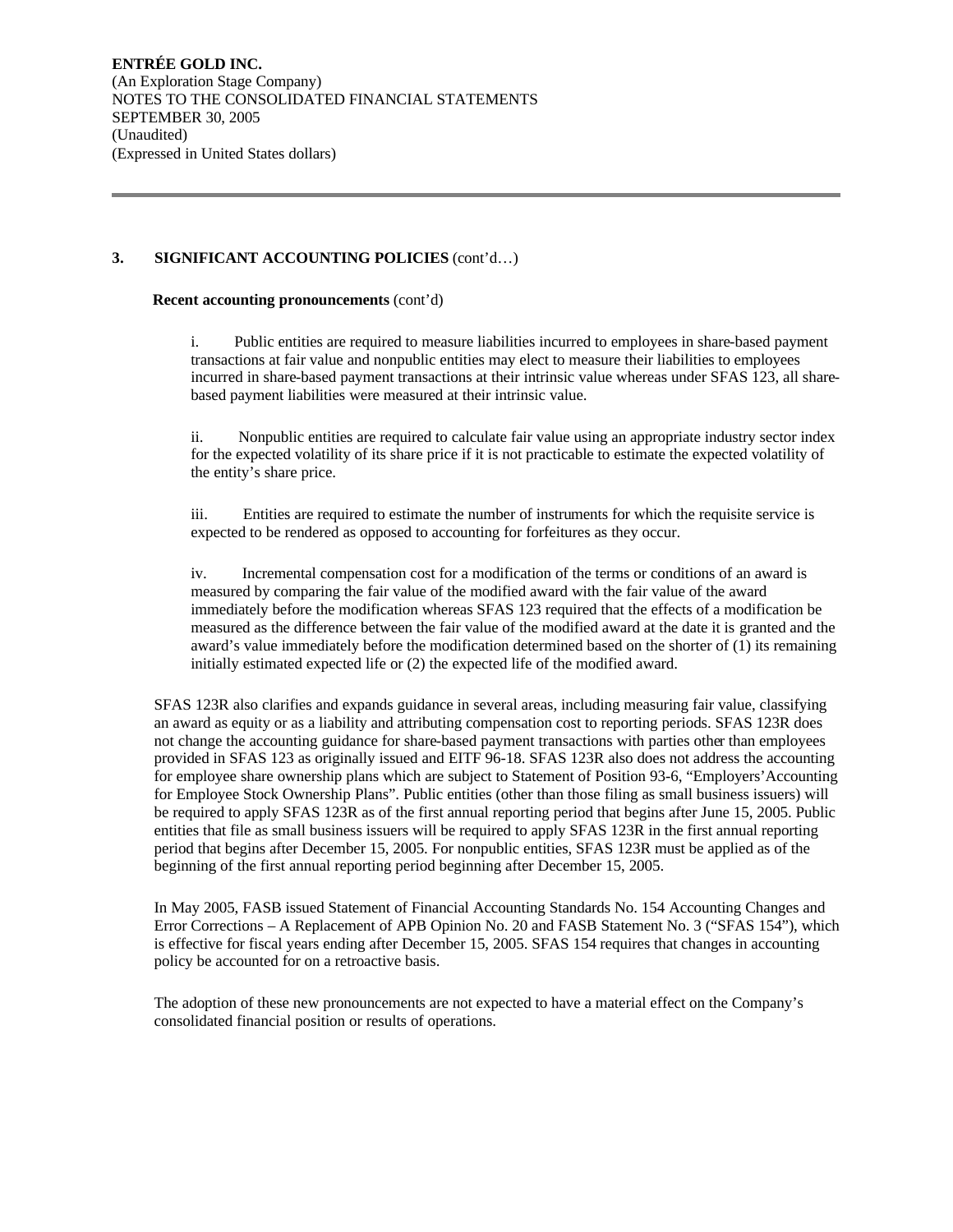## 3. SIGNIFICANT ACCOUNTING POLICIES (cont'd…)

**Recent accounting pronouncements** (cont'd)

i. Public entities are required to measure liabilities incurred to employees in share-based payment transactions at fair value and nonpublic entities may elect to measure their liabilities to employees incurred in share-based payment transactions at their intrinsic value whereas under SFAS 123, all share-based payment liabilities were measured at their intrinsic value.

ii. Nonpublic entities are required to calculate fair value using an appropriate industry sector index for the expected volatility of its share price if it is not practicable to estimate the expected volatility of the entity's share price.

iii. Entities are required to estimate the number of instruments for which the requisite service is expected to be rendered as opposed to accounting for forfeitures as they occur.

iv. Incremental compensation cost for a modification of the terms or conditions of an award is measured by comparing the fair value of the modified award with the fair value of the award immediately before the modification whereas SFAS 123 required that the effects of a modification be measured as the difference between the fair value of the modified award at the date it is granted and the award's value immediately before the modification determined based on the shorter of (1) its remaining initially estimated expected life or (2) the expected life of the modified award.

SFAS 123R also clarifies and expands guidance in several areas, including measuring fair value, classifying an award as equity or as a liability and attributing compensation cost to reporting periods. SFAS 123R does not change the accounting guidance for share-based payment transactions with parties other than employees provided in SFAS 123 as originally issued and EITF 96-18. SFAS 123R also does not address the accounting for employee share ownership plans which are subject to Statement of Position 93-6, "Employers' Accounting for Employee Stock Ownership Plans". Public entities (other than those filing as small business issuers) will be required to apply SFAS 123R as of the first annual reporting period that begins after June 15, 2005. Public entities that file as small business issuers will be required to apply SFAS 123R in the first annual reporting period that begins after December 15, 2005. For nonpublic entities, SFAS 123R must be applied as of the beginning of the first annual reporting period beginning after December 15, 2005.

In May 2005, FASB issued Statement of Financial Accounting Standards No. 154 Accounting Changes and Error Corrections – A Replacement of APB Opinion No. 20 and FASB Statement No. 3 ("SFAS 154"), which is effective for fiscal years ending after December 15, 2005. SFAS 154 requires that changes in accounting policy be accounted for on a retroactive basis.

The adoption of these new pronouncements are not expected to have a material effect on the Company's consolidated financial position or results of operations.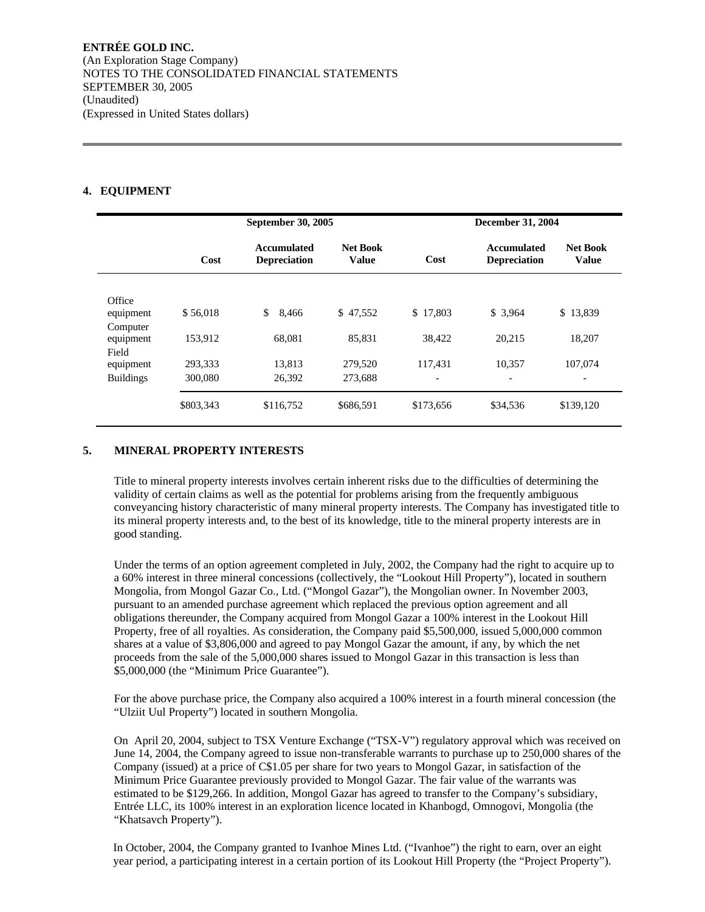ENTRÉE GOLD INC.
(An Exploration Stage Company)
NOTES TO THE CONSOLIDATED FINANCIAL STATEMENTS
SEPTEMBER 30, 2005
(Unaudited)
(Expressed in United States dollars)

## 4. EQUIPMENT

| | September 30, 2005 | | | December 31, 2004 | | |
|---|---|---|---|---|---|---|
| | Cost | Accumulated Depreciation | Net Book Value | Cost | Accumulated Depreciation | Net Book Value |
| Office equipment | $ 56,018 | $ 8,466 | $ 47,552 | $ 17,803 | $ 3,964 | $ 13,839 |
| Computer equipment | 153,912 | 68,081 | 85,831 | 38,422 | 20,215 | 18,207 |
| Field equipment | 293,333 | 13,813 | 279,520 | 117,431 | 10,357 | 107,074 |
| Buildings | 300,080 | 26,392 | 273,688 | - | - | - |
| | $803,343 | $116,752 | $686,591 | $173,656 | $34,536 | $139,120 |

## 5. MINERAL PROPERTY INTERESTS

Title to mineral property interests involves certain inherent risks due to the difficulties of determining the validity of certain claims as well as the potential for problems arising from the frequently ambiguous conveyancing history characteristic of many mineral property interests. The Company has investigated title to its mineral property interests and, to the best of its knowledge, title to the mineral property interests are in good standing.

Under the terms of an option agreement completed in July, 2002, the Company had the right to acquire up to a 60% interest in three mineral concessions (collectively, the "Lookout Hill Property"), located in southern Mongolia, from Mongol Gazar Co., Ltd. ("Mongol Gazar"), the Mongolian owner. In November 2003, pursuant to an amended purchase agreement which replaced the previous option agreement and all obligations thereunder, the Company acquired from Mongol Gazar a 100% interest in the Lookout Hill Property, free of all royalties. As consideration, the Company paid $5,500,000, issued 5,000,000 common shares at a value of $3,806,000 and agreed to pay Mongol Gazar the amount, if any, by which the net proceeds from the sale of the 5,000,000 shares issued to Mongol Gazar in this transaction is less than $5,000,000 (the "Minimum Price Guarantee").

For the above purchase price, the Company also acquired a 100% interest in a fourth mineral concession (the "Ulziit Uul Property") located in southern Mongolia.

On April 20, 2004, subject to TSX Venture Exchange ("TSX-V") regulatory approval which was received on June 14, 2004, the Company agreed to issue non-transferable warrants to purchase up to 250,000 shares of the Company (issued) at a price of C$1.05 per share for two years to Mongol Gazar, in satisfaction of the Minimum Price Guarantee previously provided to Mongol Gazar. The fair value of the warrants was estimated to be $129,266. In addition, Mongol Gazar has agreed to transfer to the Company's subsidiary, Entrée LLC, its 100% interest in an exploration licence located in Khanbogd, Omnogovi, Mongolia (the "Khatsavch Property").

In October, 2004, the Company granted to Ivanhoe Mines Ltd. ("Ivanhoe") the right to earn, over an eight year period, a participating interest in a certain portion of its Lookout Hill Property (the "Project Property").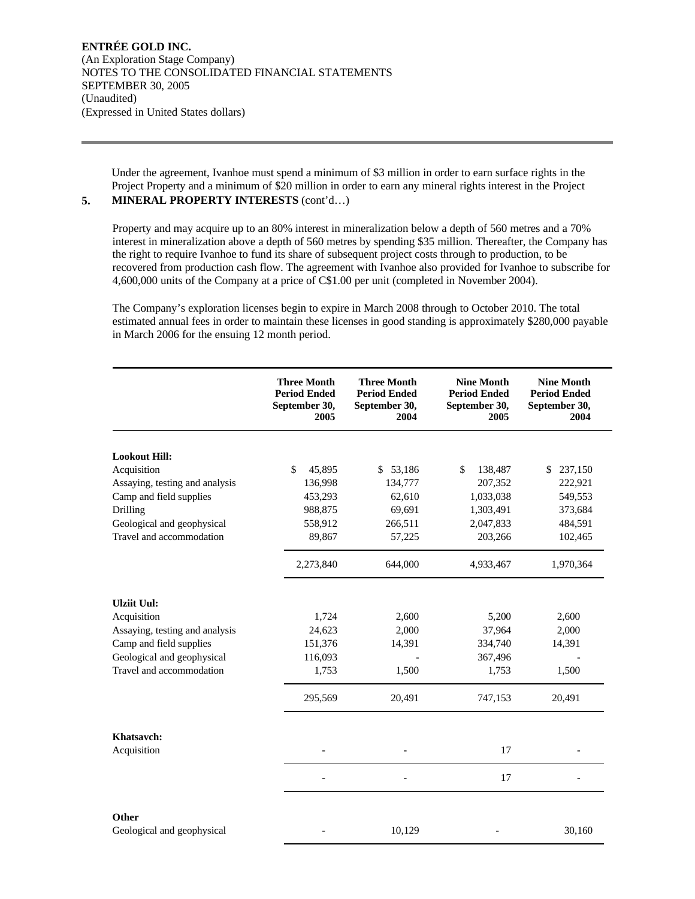Under the agreement, Ivanhoe must spend a minimum of $3 million in order to earn surface rights in the Project Property and a minimum of $20 million in order to earn any mineral rights interest in the Project

## 5. MINERAL PROPERTY INTERESTS (cont'd…)

Property and may acquire up to an 80% interest in mineralization below a depth of 560 metres and a 70% interest in mineralization above a depth of 560 metres by spending $35 million. Thereafter, the Company has the right to require Ivanhoe to fund its share of subsequent project costs through to production, to be recovered from production cash flow. The agreement with Ivanhoe also provided for Ivanhoe to subscribe for 4,600,000 units of the Company at a price of C$1.00 per unit (completed in November 2004).

The Company's exploration licenses begin to expire in March 2008 through to October 2010. The total estimated annual fees in order to maintain these licenses in good standing is approximately $280,000 payable in March 2006 for the ensuing 12 month period.

| | Three Month Period Ended September 30, 2005 | Three Month Period Ended September 30, 2004 | Nine Month Period Ended September 30, 2005 | Nine Month Period Ended September 30, 2004 |
|---|---|---|---|---|
| **Lookout Hill:** | | | | |
| Acquisition | $ 45,895 | $ 53,186 | $ 138,487 | $ 237,150 |
| Assaying, testing and analysis | 136,998 | 134,777 | 207,352 | 222,921 |
| Camp and field supplies | 453,293 | 62,610 | 1,033,038 | 549,553 |
| Drilling | 988,875 | 69,691 | 1,303,491 | 373,684 |
| Geological and geophysical | 558,912 | 266,511 | 2,047,833 | 484,591 |
| Travel and accommodation | 89,867 | 57,225 | 203,266 | 102,465 |
| | 2,273,840 | 644,000 | 4,933,467 | 1,970,364 |
| **Ulziit Uul:** | | | | |
| Acquisition | 1,724 | 2,600 | 5,200 | 2,600 |
| Assaying, testing and analysis | 24,623 | 2,000 | 37,964 | 2,000 |
| Camp and field supplies | 151,376 | 14,391 | 334,740 | 14,391 |
| Geological and geophysical | 116,093 | - | 367,496 | - |
| Travel and accommodation | 1,753 | 1,500 | 1,753 | 1,500 |
| | 295,569 | 20,491 | 747,153 | 20,491 |
| **Khatsavch:** | | | | |
| Acquisition | - | - | 17 | - |
| | - | - | 17 | - |
| **Other** | | | | |
| Geological and geophysical | - | 10,129 | - | 30,160 |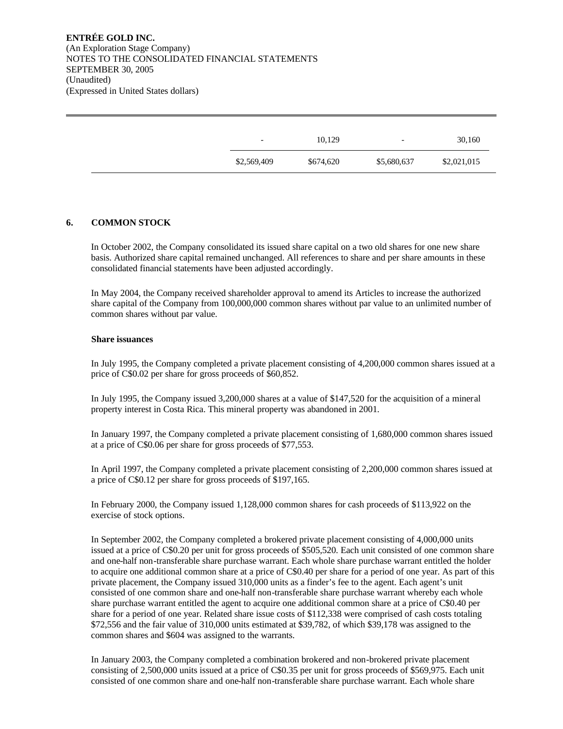|  |  |  |  |  |
| --- | --- | --- | --- | --- |
|  | - | 10,129 | - | 30,160 |
|  | $2,569,409 | $674,620 | $5,680,637 | $2,021,015 |

## 6. COMMON STOCK

In October 2002, the Company consolidated its issued share capital on a two old shares for one new share basis. Authorized share capital remained unchanged. All references to share and per share amounts in these consolidated financial statements have been adjusted accordingly.

In May 2004, the Company received shareholder approval to amend its Articles to increase the authorized share capital of the Company from 100,000,000 common shares without par value to an unlimited number of common shares without par value.

**Share issuances**

In July 1995, the Company completed a private placement consisting of 4,200,000 common shares issued at a price of C$0.02 per share for gross proceeds of $60,852.

In July 1995, the Company issued 3,200,000 shares at a value of $147,520 for the acquisition of a mineral property interest in Costa Rica. This mineral property was abandoned in 2001.

In January 1997, the Company completed a private placement consisting of 1,680,000 common shares issued at a price of C$0.06 per share for gross proceeds of $77,553.

In April 1997, the Company completed a private placement consisting of 2,200,000 common shares issued at a price of C$0.12 per share for gross proceeds of $197,165.

In February 2000, the Company issued 1,128,000 common shares for cash proceeds of $113,922 on the exercise of stock options.

In September 2002, the Company completed a brokered private placement consisting of 4,000,000 units issued at a price of C$0.20 per unit for gross proceeds of $505,520. Each unit consisted of one common share and one-half non-transferable share purchase warrant. Each whole share purchase warrant entitled the holder to acquire one additional common share at a price of C$0.40 per share for a period of one year. As part of this private placement, the Company issued 310,000 units as a finder's fee to the agent. Each agent's unit consisted of one common share and one-half non-transferable share purchase warrant whereby each whole share purchase warrant entitled the agent to acquire one additional common share at a price of C$0.40 per share for a period of one year. Related share issue costs of $112,338 were comprised of cash costs totaling $72,556 and the fair value of 310,000 units estimated at $39,782, of which $39,178 was assigned to the common shares and $604 was assigned to the warrants.

In January 2003, the Company completed a combination brokered and non-brokered private placement consisting of 2,500,000 units issued at a price of C$0.35 per unit for gross proceeds of $569,975. Each unit consisted of one common share and one-half non-transferable share purchase warrant. Each whole share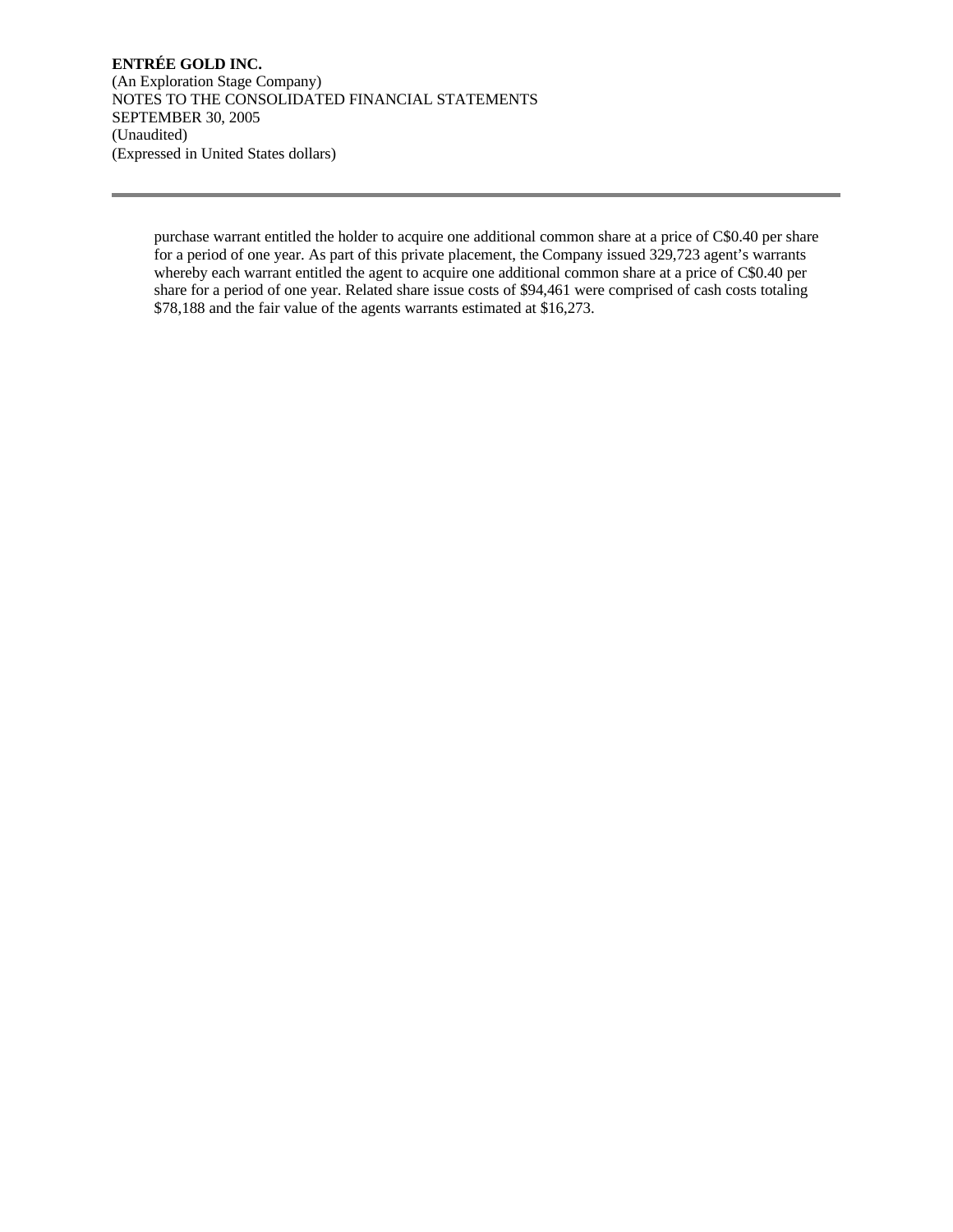purchase warrant entitled the holder to acquire one additional common share at a price of C$0.40 per share for a period of one year. As part of this private placement, the Company issued 329,723 agent's warrants whereby each warrant entitled the agent to acquire one additional common share at a price of C$0.40 per share for a period of one year. Related share issue costs of $94,461 were comprised of cash costs totaling $78,188 and the fair value of the agents warrants estimated at $16,273.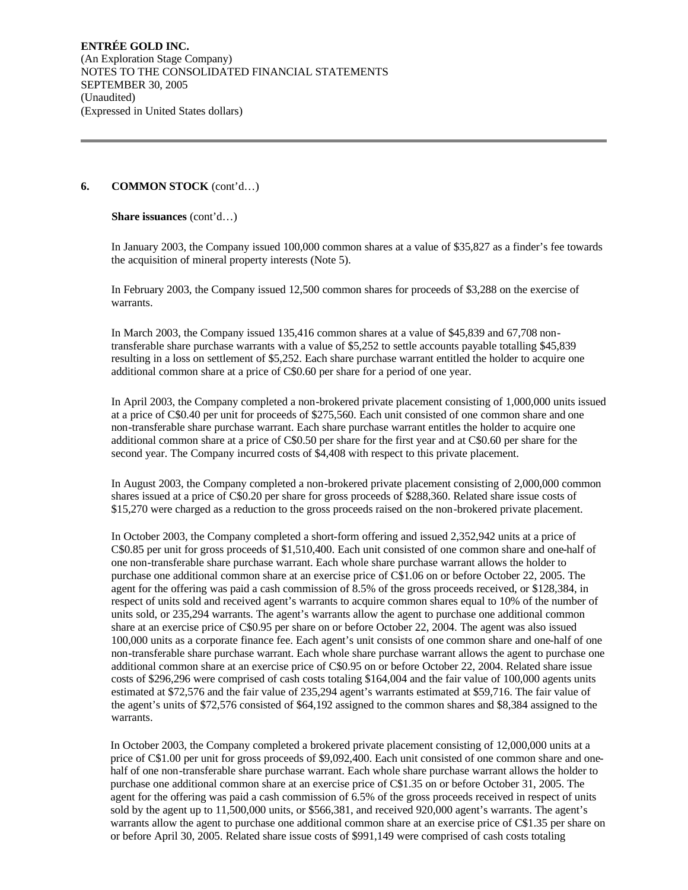## 6. COMMON STOCK (cont'd…)

**Share issuances** (cont'd…)

In January 2003, the Company issued 100,000 common shares at a value of $35,827 as a finder's fee towards the acquisition of mineral property interests (Note 5).

In February 2003, the Company issued 12,500 common shares for proceeds of $3,288 on the exercise of warrants.

In March 2003, the Company issued 135,416 common shares at a value of $45,839 and 67,708 non-transferable share purchase warrants with a value of $5,252 to settle accounts payable totalling $45,839 resulting in a loss on settlement of $5,252. Each share purchase warrant entitled the holder to acquire one additional common share at a price of C$0.60 per share for a period of one year.

In April 2003, the Company completed a non-brokered private placement consisting of 1,000,000 units issued at a price of C$0.40 per unit for proceeds of $275,560. Each unit consisted of one common share and one non-transferable share purchase warrant. Each share purchase warrant entitles the holder to acquire one additional common share at a price of C$0.50 per share for the first year and at C$0.60 per share for the second year. The Company incurred costs of $4,408 with respect to this private placement.

In August 2003, the Company completed a non-brokered private placement consisting of 2,000,000 common shares issued at a price of C$0.20 per share for gross proceeds of $288,360. Related share issue costs of $15,270 were charged as a reduction to the gross proceeds raised on the non-brokered private placement.

In October 2003, the Company completed a short-form offering and issued 2,352,942 units at a price of C$0.85 per unit for gross proceeds of $1,510,400. Each unit consisted of one common share and one-half of one non-transferable share purchase warrant. Each whole share purchase warrant allows the holder to purchase one additional common share at an exercise price of C$1.06 on or before October 22, 2005. The agent for the offering was paid a cash commission of 8.5% of the gross proceeds received, or $128,384, in respect of units sold and received agent's warrants to acquire common shares equal to 10% of the number of units sold, or 235,294 warrants. The agent's warrants allow the agent to purchase one additional common share at an exercise price of C$0.95 per share on or before October 22, 2004. The agent was also issued 100,000 units as a corporate finance fee. Each agent's unit consists of one common share and one-half of one non-transferable share purchase warrant. Each whole share purchase warrant allows the agent to purchase one additional common share at an exercise price of C$0.95 on or before October 22, 2004. Related share issue costs of $296,296 were comprised of cash costs totaling $164,004 and the fair value of 100,000 agents units estimated at $72,576 and the fair value of 235,294 agent's warrants estimated at $59,716. The fair value of the agent's units of $72,576 consisted of $64,192 assigned to the common shares and $8,384 assigned to the warrants.

In October 2003, the Company completed a brokered private placement consisting of 12,000,000 units at a price of C$1.00 per unit for gross proceeds of $9,092,400. Each unit consisted of one common share and one-half of one non-transferable share purchase warrant. Each whole share purchase warrant allows the holder to purchase one additional common share at an exercise price of C$1.35 on or before October 31, 2005. The agent for the offering was paid a cash commission of 6.5% of the gross proceeds received in respect of units sold by the agent up to 11,500,000 units, or $566,381, and received 920,000 agent's warrants. The agent's warrants allow the agent to purchase one additional common share at an exercise price of C$1.35 per share on or before April 30, 2005. Related share issue costs of $991,149 were comprised of cash costs totaling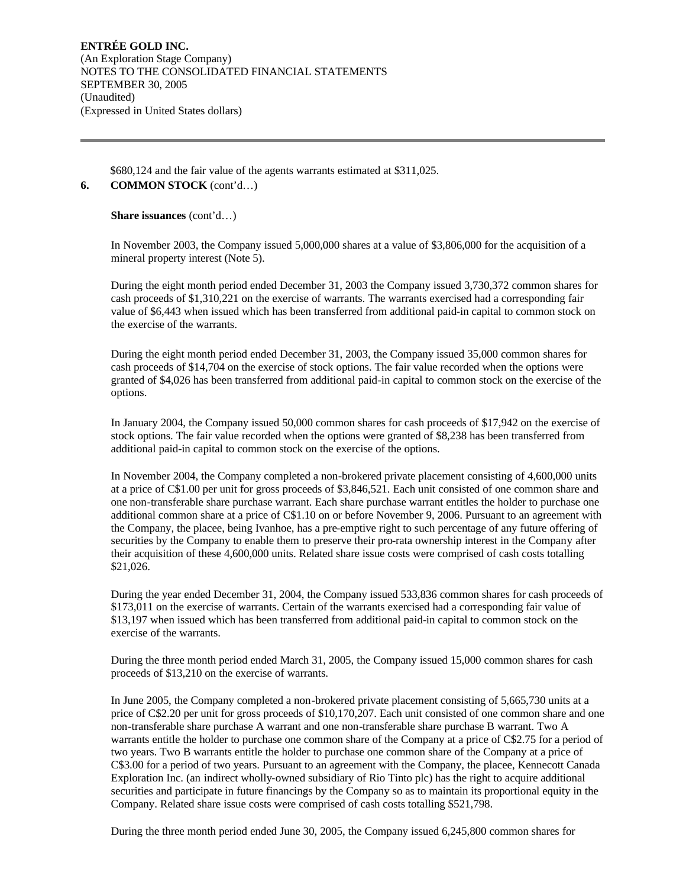$680,124 and the fair value of the agents warrants estimated at $311,025.

**6. COMMON STOCK** (cont'd…)

**Share issuances** (cont'd…)

In November 2003, the Company issued 5,000,000 shares at a value of $3,806,000 for the acquisition of a mineral property interest (Note 5).

During the eight month period ended December 31, 2003 the Company issued 3,730,372 common shares for cash proceeds of $1,310,221 on the exercise of warrants. The warrants exercised had a corresponding fair value of $6,443 when issued which has been transferred from additional paid-in capital to common stock on the exercise of the warrants.

During the eight month period ended December 31, 2003, the Company issued 35,000 common shares for cash proceeds of $14,704 on the exercise of stock options. The fair value recorded when the options were granted of $4,026 has been transferred from additional paid-in capital to common stock on the exercise of the options.

In January 2004, the Company issued 50,000 common shares for cash proceeds of $17,942 on the exercise of stock options. The fair value recorded when the options were granted of $8,238 has been transferred from additional paid-in capital to common stock on the exercise of the options.

In November 2004, the Company completed a non-brokered private placement consisting of 4,600,000 units at a price of C$1.00 per unit for gross proceeds of $3,846,521. Each unit consisted of one common share and one non-transferable share purchase warrant. Each share purchase warrant entitles the holder to purchase one additional common share at a price of C$1.10 on or before November 9, 2006. Pursuant to an agreement with the Company, the placee, being Ivanhoe, has a pre-emptive right to such percentage of any future offering of securities by the Company to enable them to preserve their pro-rata ownership interest in the Company after their acquisition of these 4,600,000 units. Related share issue costs were comprised of cash costs totalling $21,026.

During the year ended December 31, 2004, the Company issued 533,836 common shares for cash proceeds of $173,011 on the exercise of warrants. Certain of the warrants exercised had a corresponding fair value of $13,197 when issued which has been transferred from additional paid-in capital to common stock on the exercise of the warrants.

During the three month period ended March 31, 2005, the Company issued 15,000 common shares for cash proceeds of $13,210 on the exercise of warrants.

In June 2005, the Company completed a non-brokered private placement consisting of 5,665,730 units at a price of C$2.20 per unit for gross proceeds of $10,170,207. Each unit consisted of one common share and one non-transferable share purchase A warrant and one non-transferable share purchase B warrant. Two A warrants entitle the holder to purchase one common share of the Company at a price of C$2.75 for a period of two years. Two B warrants entitle the holder to purchase one common share of the Company at a price of C$3.00 for a period of two years. Pursuant to an agreement with the Company, the placee, Kennecott Canada Exploration Inc. (an indirect wholly-owned subsidiary of Rio Tinto plc) has the right to acquire additional securities and participate in future financings by the Company so as to maintain its proportional equity in the Company. Related share issue costs were comprised of cash costs totalling $521,798.

During the three month period ended June 30, 2005, the Company issued 6,245,800 common shares for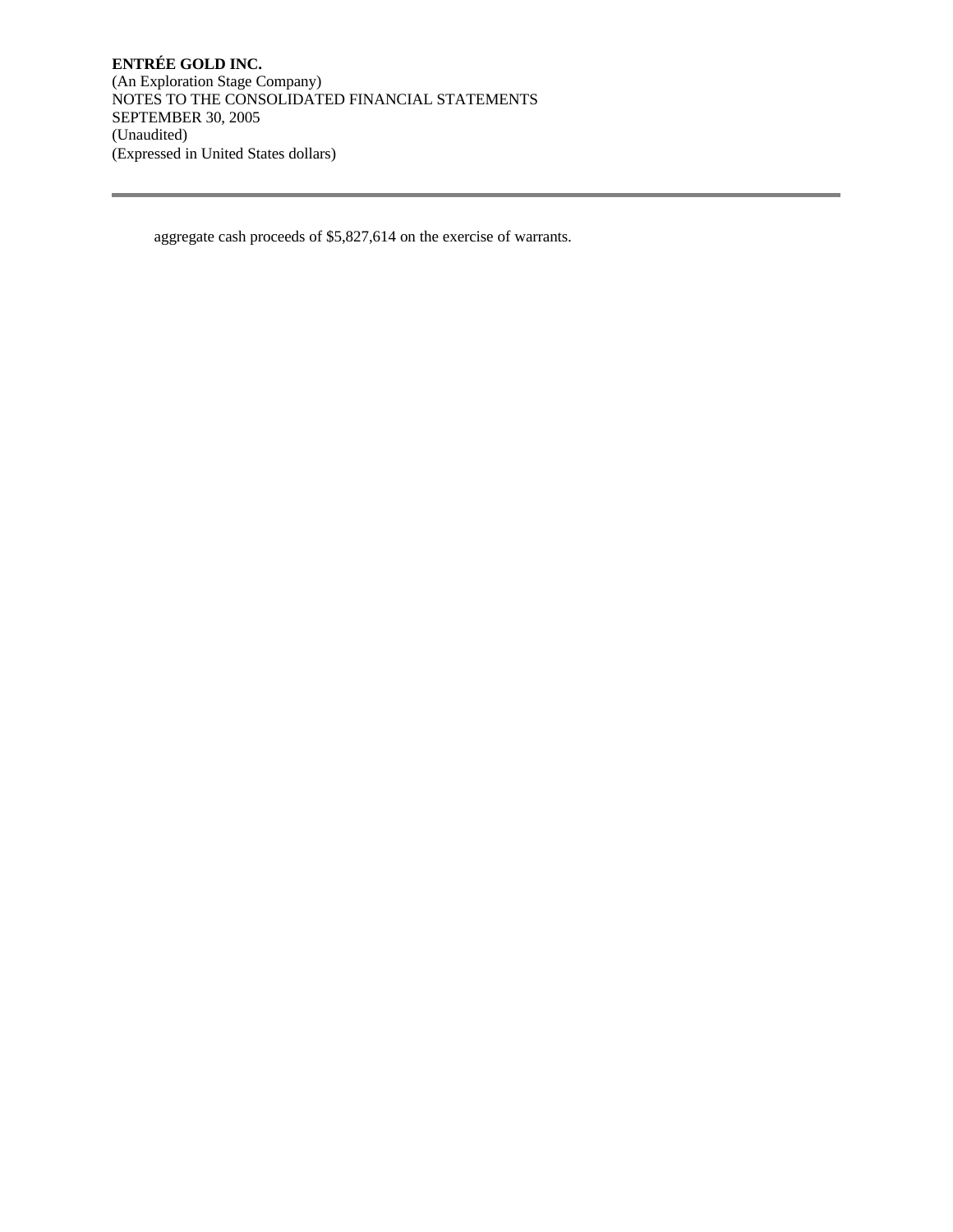aggregate cash proceeds of $5,827,614 on the exercise of warrants.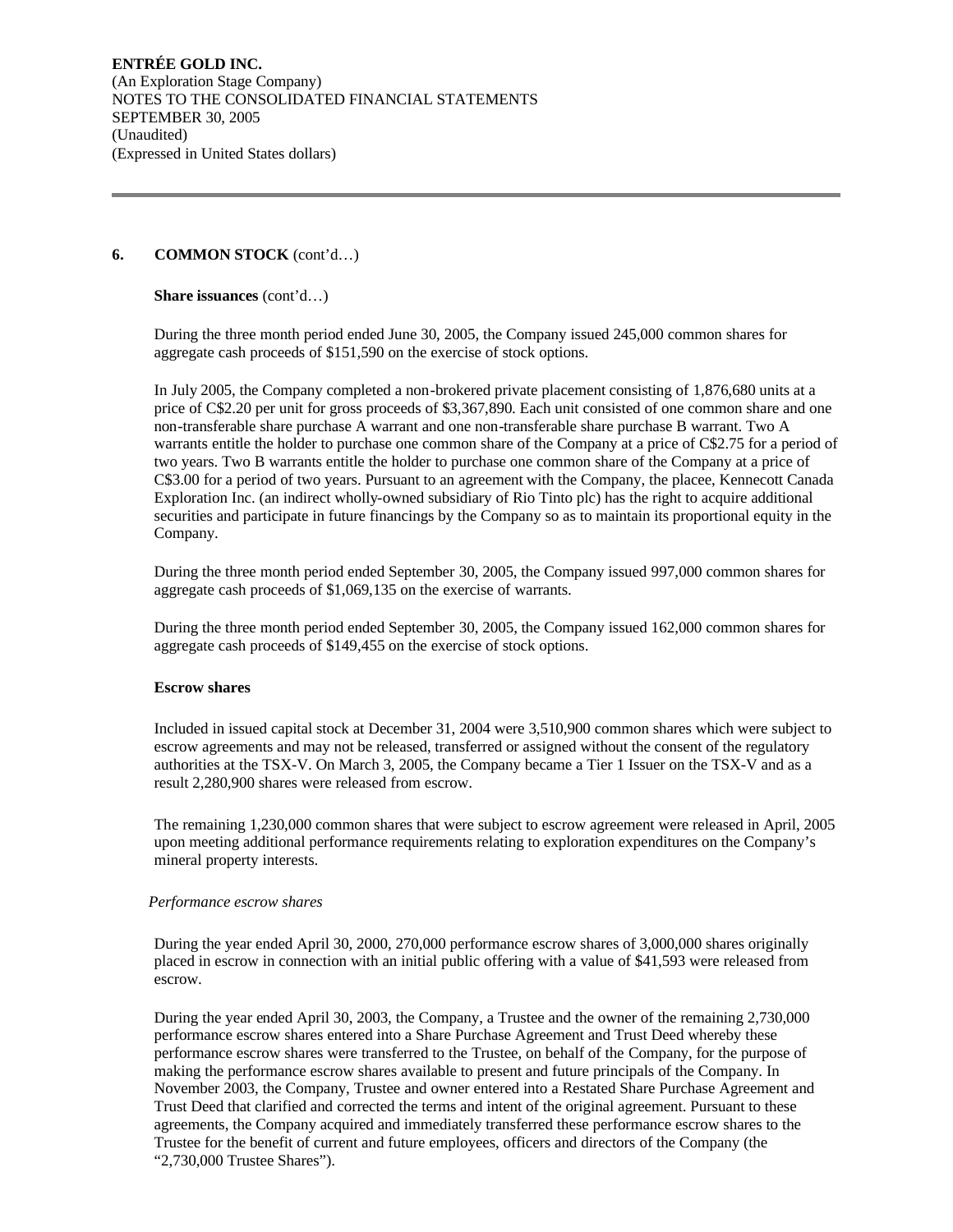**ENTRÉE GOLD INC.**
(An Exploration Stage Company)
NOTES TO THE CONSOLIDATED FINANCIAL STATEMENTS
SEPTEMBER 30, 2005
(Unaudited)
(Expressed in United States dollars)

## 6. COMMON STOCK (cont'd…)

**Share issuances** (cont'd…)

During the three month period ended June 30, 2005, the Company issued 245,000 common shares for aggregate cash proceeds of $151,590 on the exercise of stock options.

In July 2005, the Company completed a non-brokered private placement consisting of 1,876,680 units at a price of C$2.20 per unit for gross proceeds of $3,367,890. Each unit consisted of one common share and one non-transferable share purchase A warrant and one non-transferable share purchase B warrant. Two A warrants entitle the holder to purchase one common share of the Company at a price of C$2.75 for a period of two years. Two B warrants entitle the holder to purchase one common share of the Company at a price of C$3.00 for a period of two years. Pursuant to an agreement with the Company, the placee, Kennecott Canada Exploration Inc. (an indirect wholly-owned subsidiary of Rio Tinto plc) has the right to acquire additional securities and participate in future financings by the Company so as to maintain its proportional equity in the Company.

During the three month period ended September 30, 2005, the Company issued 997,000 common shares for aggregate cash proceeds of $1,069,135 on the exercise of warrants.

During the three month period ended September 30, 2005, the Company issued 162,000 common shares for aggregate cash proceeds of $149,455 on the exercise of stock options.

**Escrow shares**

Included in issued capital stock at December 31, 2004 were 3,510,900 common shares which were subject to escrow agreements and may not be released, transferred or assigned without the consent of the regulatory authorities at the TSX-V. On March 3, 2005, the Company became a Tier 1 Issuer on the TSX-V and as a result 2,280,900 shares were released from escrow.

The remaining 1,230,000 common shares that were subject to escrow agreement were released in April, 2005 upon meeting additional performance requirements relating to exploration expenditures on the Company's mineral property interests.

*Performance escrow shares*

During the year ended April 30, 2000, 270,000 performance escrow shares of 3,000,000 shares originally placed in escrow in connection with an initial public offering with a value of $41,593 were released from escrow.

During the year ended April 30, 2003, the Company, a Trustee and the owner of the remaining 2,730,000 performance escrow shares entered into a Share Purchase Agreement and Trust Deed whereby these performance escrow shares were transferred to the Trustee, on behalf of the Company, for the purpose of making the performance escrow shares available to present and future principals of the Company. In November 2003, the Company, Trustee and owner entered into a Restated Share Purchase Agreement and Trust Deed that clarified and corrected the terms and intent of the original agreement. Pursuant to these agreements, the Company acquired and immediately transferred these performance escrow shares to the Trustee for the benefit of current and future employees, officers and directors of the Company (the "2,730,000 Trustee Shares").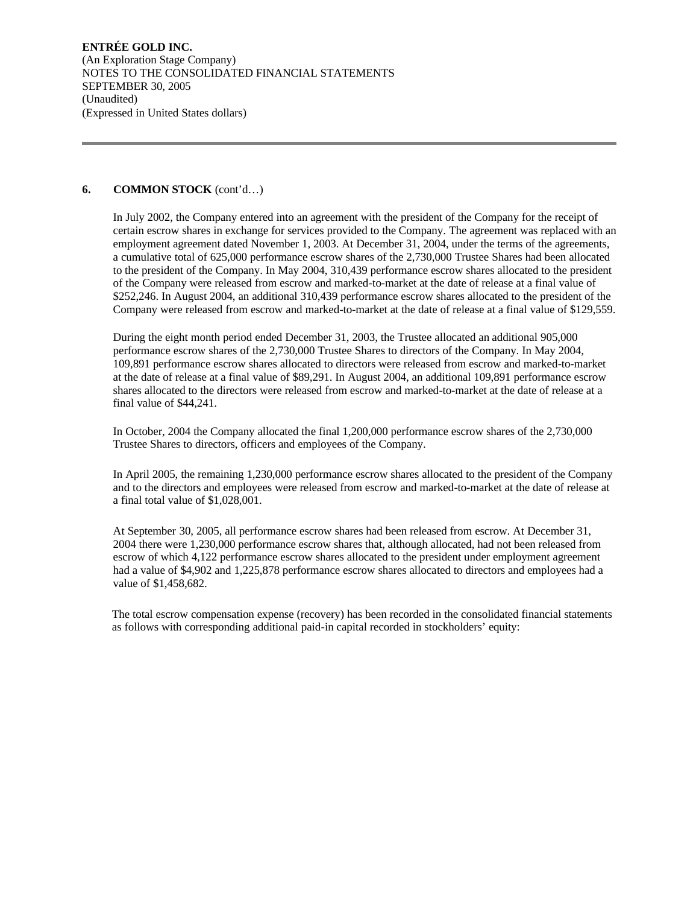**ENTRÉE GOLD INC.**
(An Exploration Stage Company)
NOTES TO THE CONSOLIDATED FINANCIAL STATEMENTS
SEPTEMBER 30, 2005
(Unaudited)
(Expressed in United States dollars)

---

## 6. COMMON STOCK (cont'd…)

In July 2002, the Company entered into an agreement with the president of the Company for the receipt of certain escrow shares in exchange for services provided to the Company. The agreement was replaced with an employment agreement dated November 1, 2003. At December 31, 2004, under the terms of the agreements, a cumulative total of 625,000 performance escrow shares of the 2,730,000 Trustee Shares had been allocated to the president of the Company. In May 2004, 310,439 performance escrow shares allocated to the president of the Company were released from escrow and marked-to-market at the date of release at a final value of $252,246. In August 2004, an additional 310,439 performance escrow shares allocated to the president of the Company were released from escrow and marked-to-market at the date of release at a final value of $129,559.

During the eight month period ended December 31, 2003, the Trustee allocated an additional 905,000 performance escrow shares of the 2,730,000 Trustee Shares to directors of the Company. In May 2004, 109,891 performance escrow shares allocated to directors were released from escrow and marked-to-market at the date of release at a final value of $89,291. In August 2004, an additional 109,891 performance escrow shares allocated to the directors were released from escrow and marked-to-market at the date of release at a final value of $44,241.

In October, 2004 the Company allocated the final 1,200,000 performance escrow shares of the 2,730,000 Trustee Shares to directors, officers and employees of the Company.

In April 2005, the remaining 1,230,000 performance escrow shares allocated to the president of the Company and to the directors and employees were released from escrow and marked-to-market at the date of release at a final total value of $1,028,001.

At September 30, 2005, all performance escrow shares had been released from escrow. At December 31, 2004 there were 1,230,000 performance escrow shares that, although allocated, had not been released from escrow of which 4,122 performance escrow shares allocated to the president under employment agreement had a value of $4,902 and 1,225,878 performance escrow shares allocated to directors and employees had a value of $1,458,682.

The total escrow compensation expense (recovery) has been recorded in the consolidated financial statements as follows with corresponding additional paid-in capital recorded in stockholders' equity: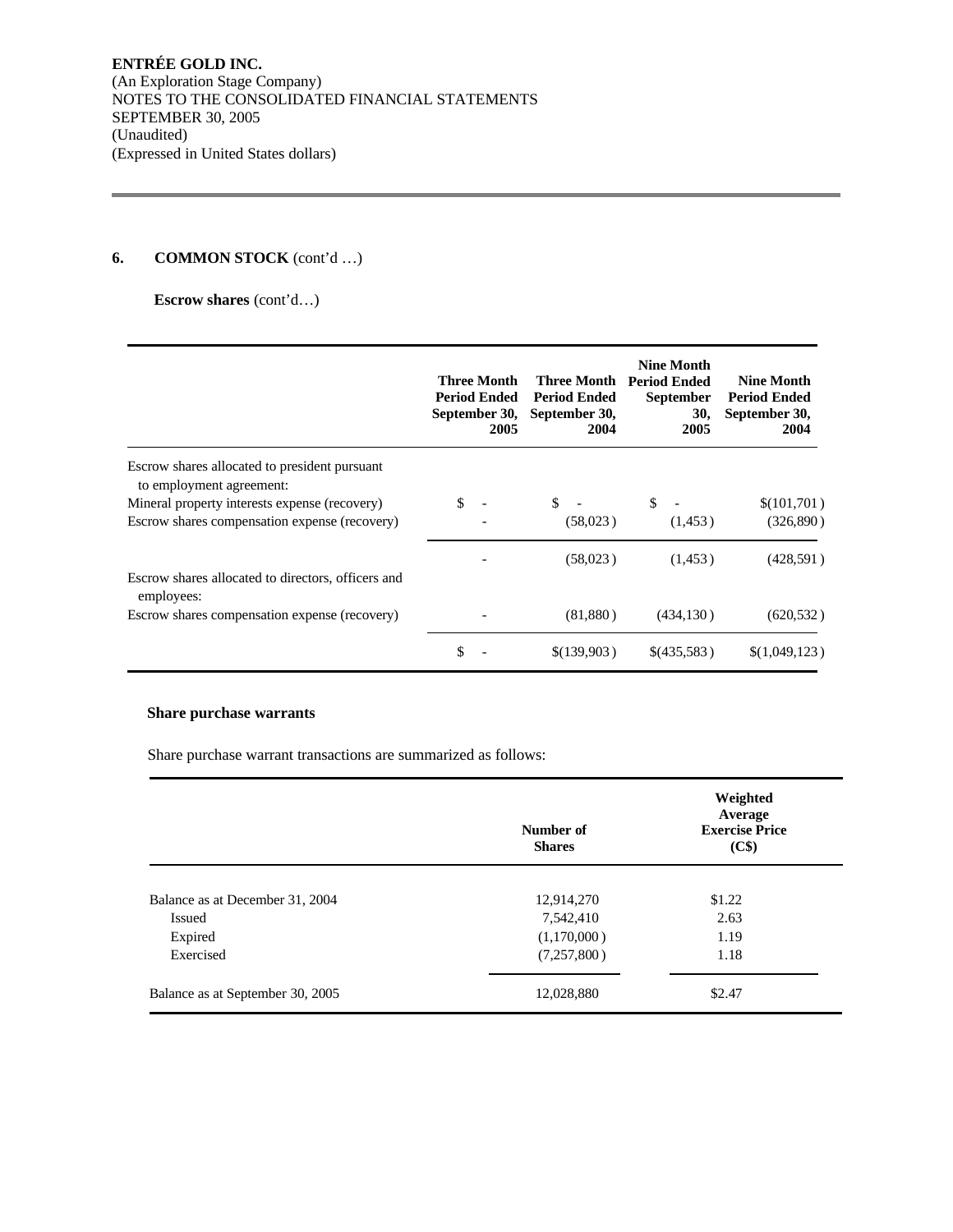**ENTRÉE GOLD INC.**
(An Exploration Stage Company)
NOTES TO THE CONSOLIDATED FINANCIAL STATEMENTS
SEPTEMBER 30, 2005
(Unaudited)
(Expressed in United States dollars)

## 6. COMMON STOCK (cont'd …)

**Escrow shares** (cont'd…)

| | Three Month Period Ended September 30, 2005 | Three Month Period Ended September 30, 2004 | Nine Month Period Ended September 30, 2005 | Nine Month Period Ended September 30, 2004 |
|---|---|---|---|---|
| Escrow shares allocated to president pursuant to employment agreement: | | | | |
| Mineral property interests expense (recovery) | $ - | $ - | $ - | $(101,701) |
| Escrow shares compensation expense (recovery) | - | (58,023) | (1,453) | (326,890) |
| | - | (58,023) | (1,453) | (428,591) |
| Escrow shares allocated to directors, officers and employees: | | | | |
| Escrow shares compensation expense (recovery) | - | (81,880) | (434,130) | (620,532) |
| | $ - | $(139,903) | $(435,583) | $(1,049,123) |

**Share purchase warrants**

Share purchase warrant transactions are summarized as follows:

| | Number of Shares | Weighted Average Exercise Price (C$) |
|---|---|---|
| Balance as at December 31, 2004 | 12,914,270 | $1.22 |
| Issued | 7,542,410 | 2.63 |
| Expired | (1,170,000) | 1.19 |
| Exercised | (7,257,800) | 1.18 |
| Balance as at September 30, 2005 | 12,028,880 | $2.47 |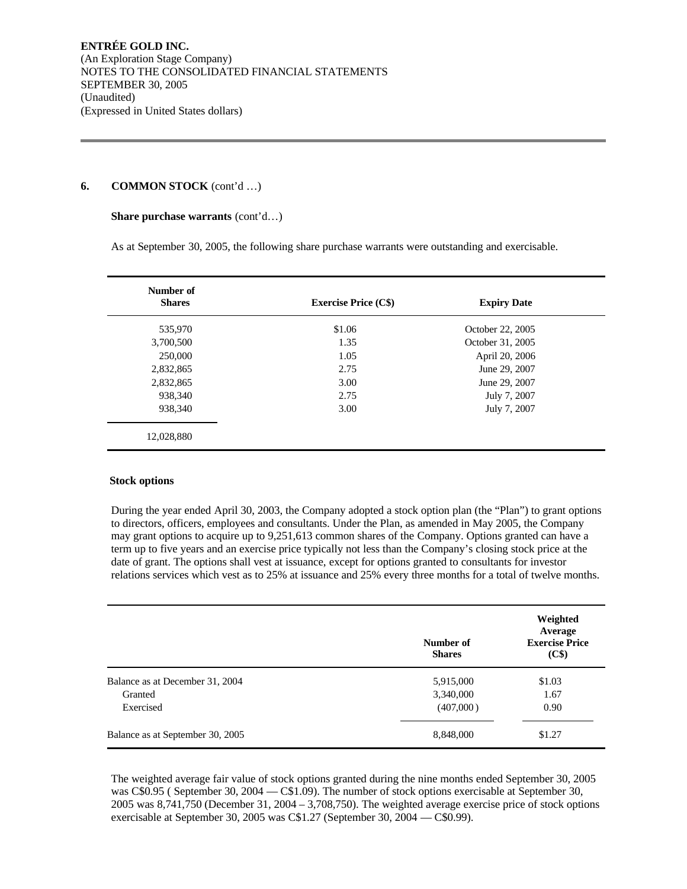**ENTRÉE GOLD INC.**
(An Exploration Stage Company)
NOTES TO THE CONSOLIDATED FINANCIAL STATEMENTS
SEPTEMBER 30, 2005
(Unaudited)
(Expressed in United States dollars)

## 6. COMMON STOCK (cont'd …)

**Share purchase warrants** (cont'd…)

As at September 30, 2005, the following share purchase warrants were outstanding and exercisable.

| Number of Shares | Exercise Price (C$) | Expiry Date |
|---|---|---|
| 535,970 | $1.06 | October 22, 2005 |
| 3,700,500 | 1.35 | October 31, 2005 |
| 250,000 | 1.05 | April 20, 2006 |
| 2,832,865 | 2.75 | June 29, 2007 |
| 2,832,865 | 3.00 | June 29, 2007 |
| 938,340 | 2.75 | July 7, 2007 |
| 938,340 | 3.00 | July 7, 2007 |
| 12,028,880 | | |

**Stock options**

During the year ended April 30, 2003, the Company adopted a stock option plan (the "Plan") to grant options to directors, officers, employees and consultants. Under the Plan, as amended in May 2005, the Company may grant options to acquire up to 9,251,613 common shares of the Company. Options granted can have a term up to five years and an exercise price typically not less than the Company's closing stock price at the date of grant. The options shall vest at issuance, except for options granted to consultants for investor relations services which vest as to 25% at issuance and 25% every three months for a total of twelve months.

| | Number of Shares | Weighted Average Exercise Price (C$) |
|---|---|---|
| Balance as at December 31, 2004 | 5,915,000 | $1.03 |
| Granted | 3,340,000 | 1.67 |
| Exercised | (407,000) | 0.90 |
| Balance as at September 30, 2005 | 8,848,000 | $1.27 |

The weighted average fair value of stock options granted during the nine months ended September 30, 2005 was C$0.95 ( September 30, 2004 — C$1.09). The number of stock options exercisable at September 30, 2005 was 8,741,750 (December 31, 2004 – 3,708,750). The weighted average exercise price of stock options exercisable at September 30, 2005 was C$1.27 (September 30, 2004 — C$0.99).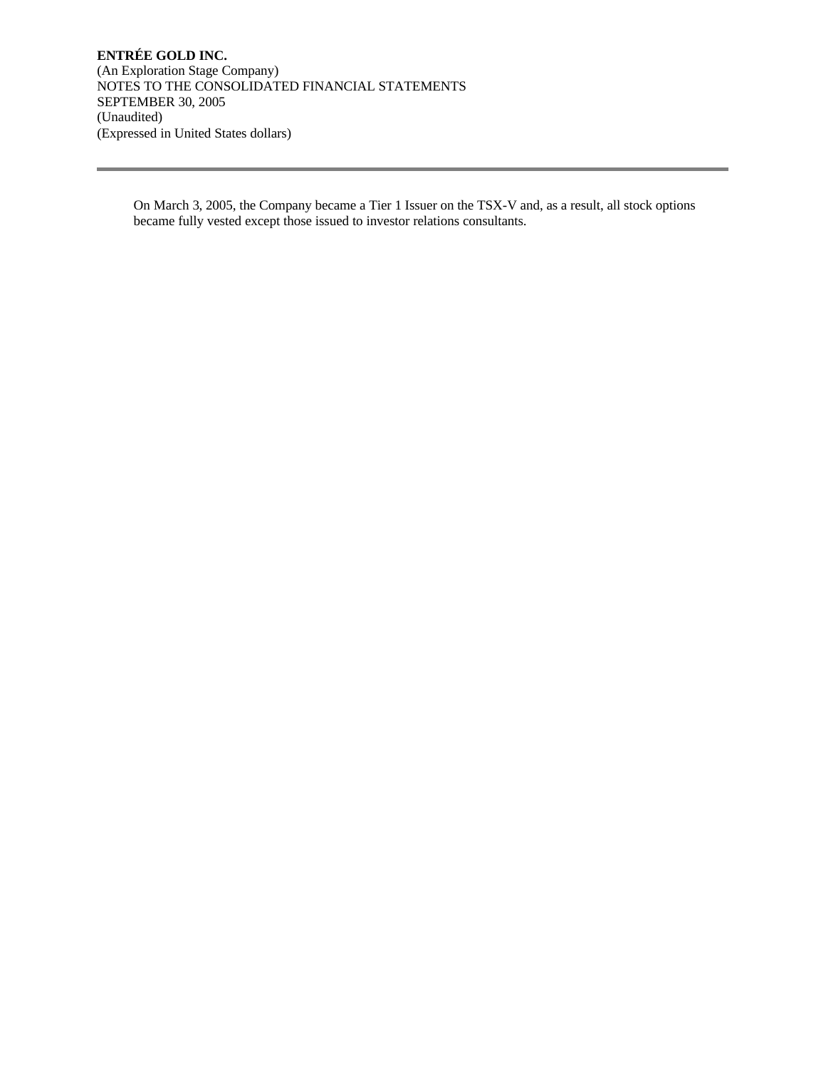On March 3, 2005, the Company became a Tier 1 Issuer on the TSX-V and, as a result, all stock options became fully vested except those issued to investor relations consultants.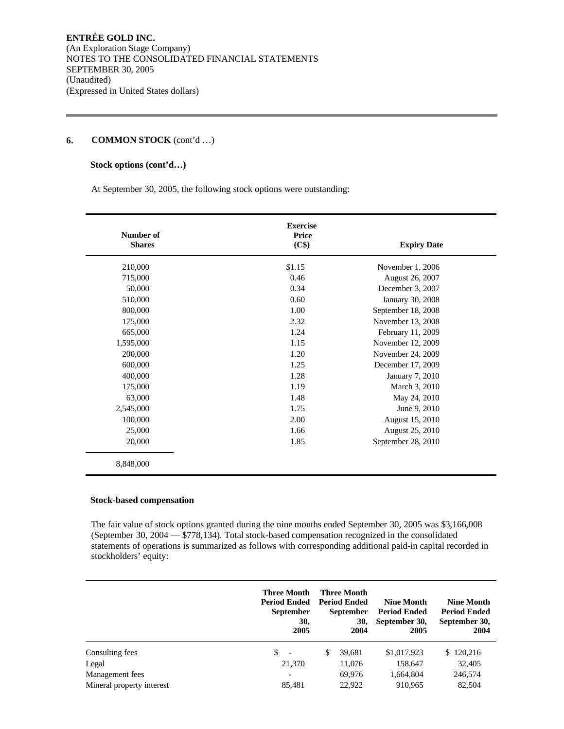**ENTRÉE GOLD INC.**
(An Exploration Stage Company)
NOTES TO THE CONSOLIDATED FINANCIAL STATEMENTS
SEPTEMBER 30, 2005
(Unaudited)
(Expressed in United States dollars)

## 6. COMMON STOCK (cont'd …)

### Stock options (cont'd…)

At September 30, 2005, the following stock options were outstanding:

| Number of Shares | Exercise Price (C$) | Expiry Date |
|---|---|---|
| 210,000 | $1.15 | November 1, 2006 |
| 715,000 | 0.46 | August 26, 2007 |
| 50,000 | 0.34 | December 3, 2007 |
| 510,000 | 0.60 | January 30, 2008 |
| 800,000 | 1.00 | September 18, 2008 |
| 175,000 | 2.32 | November 13, 2008 |
| 665,000 | 1.24 | February 11, 2009 |
| 1,595,000 | 1.15 | November 12, 2009 |
| 200,000 | 1.20 | November 24, 2009 |
| 600,000 | 1.25 | December 17, 2009 |
| 400,000 | 1.28 | January 7, 2010 |
| 175,000 | 1.19 | March 3, 2010 |
| 63,000 | 1.48 | May 24, 2010 |
| 2,545,000 | 1.75 | June 9, 2010 |
| 100,000 | 2.00 | August 15, 2010 |
| 25,000 | 1.66 | August 25, 2010 |
| 20,000 | 1.85 | September 28, 2010 |
| 8,848,000 | | |

### Stock-based compensation

The fair value of stock options granted during the nine months ended September 30, 2005 was $3,166,008 (September 30, 2004 — $778,134). Total stock-based compensation recognized in the consolidated statements of operations is summarized as follows with corresponding additional paid-in capital recorded in stockholders' equity:

| | Three Month Period Ended September 30, 2005 | Three Month Period Ended September 30, 2004 | Nine Month Period Ended September 30, 2005 | Nine Month Period Ended September 30, 2004 |
|---|---|---|---|---|
| Consulting fees | $ - | $ 39,681 | $1,017,923 | $ 120,216 |
| Legal | 21,370 | 11,076 | 158,647 | 32,405 |
| Management fees | - | 69,976 | 1,664,804 | 246,574 |
| Mineral property interest | 85,481 | 22,922 | 910,965 | 82,504 |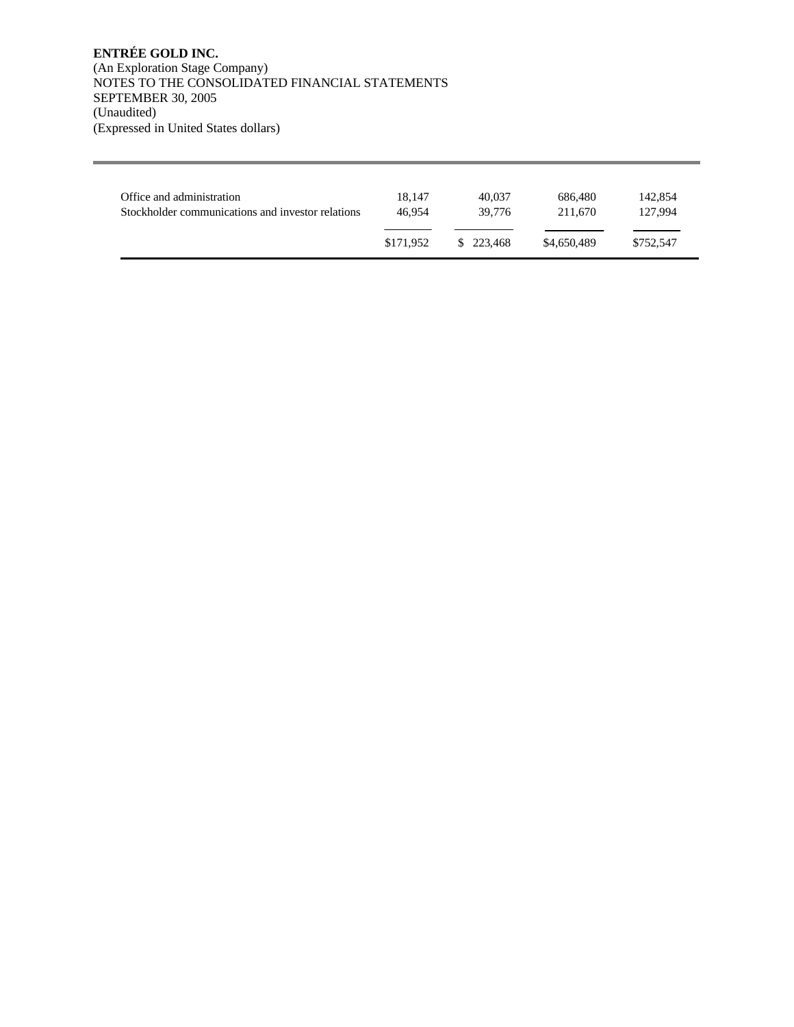**ENTRÉE GOLD INC.**
(An Exploration Stage Company)
NOTES TO THE CONSOLIDATED FINANCIAL STATEMENTS
SEPTEMBER 30, 2005
(Unaudited)
(Expressed in United States dollars)

| | | | | |
|---|---|---|---|---|
| Office and administration | 18,147 | 40,037 | 686,480 | 142,854 |
| Stockholder communications and investor relations | 46,954 | 39,776 | 211,670 | 127,994 |
| | $171,952 | $ 223,468 | $4,650,489 | $752,547 |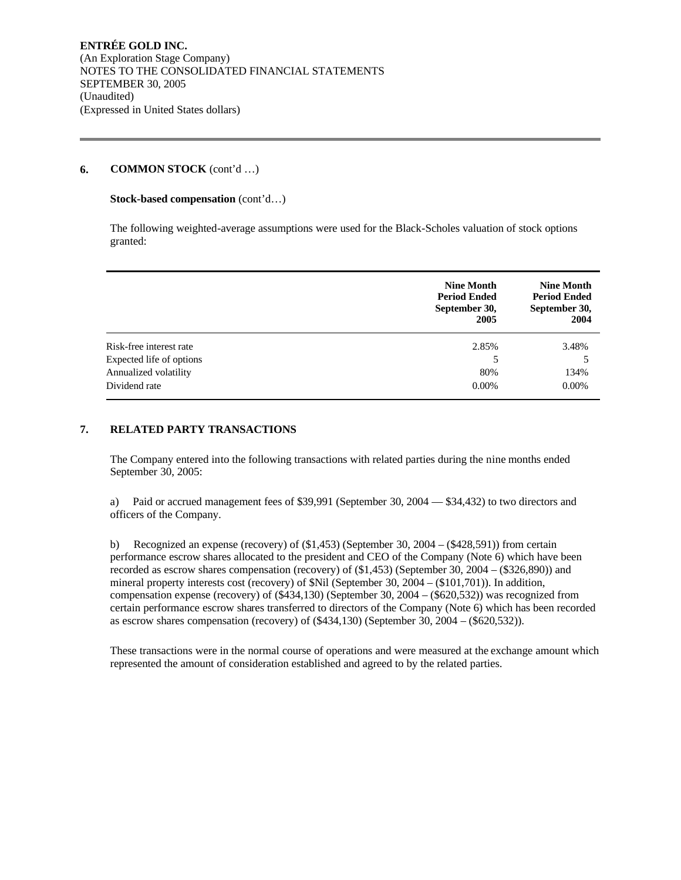**ENTRÉE GOLD INC.**
(An Exploration Stage Company)
NOTES TO THE CONSOLIDATED FINANCIAL STATEMENTS
SEPTEMBER 30, 2005
(Unaudited)
(Expressed in United States dollars)

## 6. COMMON STOCK (cont'd …)

**Stock-based compensation** (cont'd…)

The following weighted-average assumptions were used for the Black-Scholes valuation of stock options granted:

| | Nine Month Period Ended September 30, 2005 | Nine Month Period Ended September 30, 2004 |
|---|---|---|
| Risk-free interest rate | 2.85% | 3.48% |
| Expected life of options | 5 | 5 |
| Annualized volatility | 80% | 134% |
| Dividend rate | 0.00% | 0.00% |

## 7. RELATED PARTY TRANSACTIONS

The Company entered into the following transactions with related parties during the nine months ended September 30, 2005:

a) Paid or accrued management fees of $39,991 (September 30, 2004 — $34,432) to two directors and officers of the Company.

b) Recognized an expense (recovery) of ($1,453) (September 30, 2004 – ($428,591)) from certain performance escrow shares allocated to the president and CEO of the Company (Note 6) which have been recorded as escrow shares compensation (recovery) of ($1,453) (September 30, 2004 – ($326,890)) and mineral property interests cost (recovery) of $Nil (September 30, 2004 – ($101,701)). In addition, compensation expense (recovery) of ($434,130) (September 30, 2004 – ($620,532)) was recognized from certain performance escrow shares transferred to directors of the Company (Note 6) which has been recorded as escrow shares compensation (recovery) of ($434,130) (September 30, 2004 – ($620,532)).

These transactions were in the normal course of operations and were measured at the exchange amount which represented the amount of consideration established and agreed to by the related parties.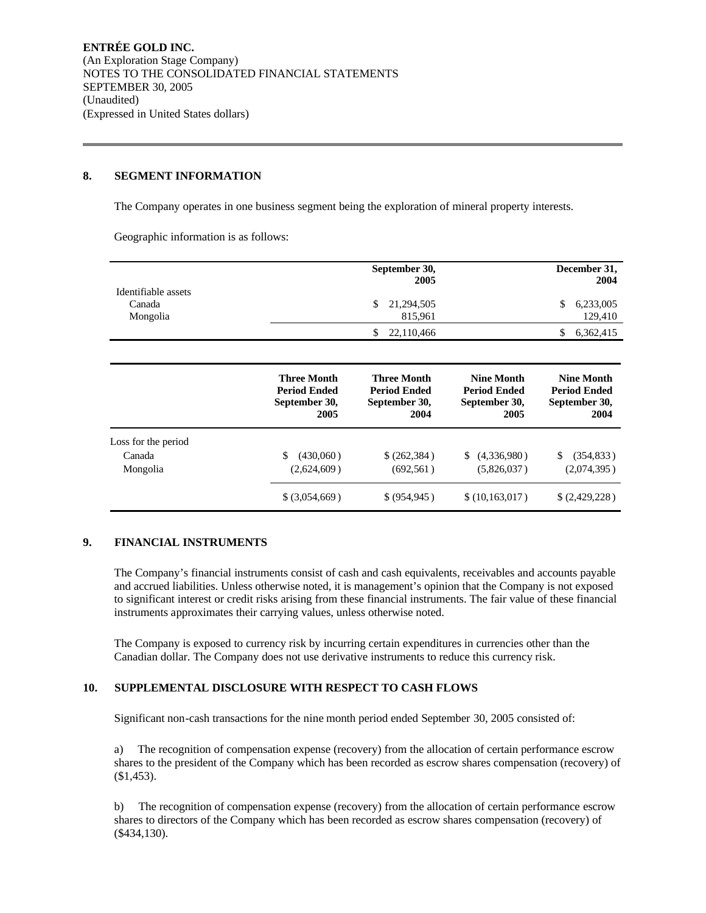**ENTRÉE GOLD INC.**
(An Exploration Stage Company)
NOTES TO THE CONSOLIDATED FINANCIAL STATEMENTS
SEPTEMBER 30, 2005
(Unaudited)
(Expressed in United States dollars)

## 8. SEGMENT INFORMATION

The Company operates in one business segment being the exploration of mineral property interests.

Geographic information is as follows:

| | September 30, 2005 | December 31, 2004 |
|---|---|---|
| Identifiable assets | | |
| Canada | $ 21,294,505 | $ 6,233,005 |
| Mongolia | 815,961 | 129,410 |
| | $ 22,110,466 | $ 6,362,415 |

| | Three Month Period Ended September 30, 2005 | Three Month Period Ended September 30, 2004 | Nine Month Period Ended September 30, 2005 | Nine Month Period Ended September 30, 2004 |
|---|---|---|---|---|
| Loss for the period | | | | |
| Canada | $ (430,060) | $ (262,384) | $ (4,336,980) | $ (354,833) |
| Mongolia | (2,624,609) | (692,561) | (5,826,037) | (2,074,395) |
| | $ (3,054,669) | $ (954,945) | $ (10,163,017) | $ (2,429,228) |

## 9. FINANCIAL INSTRUMENTS

The Company's financial instruments consist of cash and cash equivalents, receivables and accounts payable and accrued liabilities. Unless otherwise noted, it is management's opinion that the Company is not exposed to significant interest or credit risks arising from these financial instruments. The fair value of these financial instruments approximates their carrying values, unless otherwise noted.

The Company is exposed to currency risk by incurring certain expenditures in currencies other than the Canadian dollar. The Company does not use derivative instruments to reduce this currency risk.

## 10. SUPPLEMENTAL DISCLOSURE WITH RESPECT TO CASH FLOWS

Significant non-cash transactions for the nine month period ended September 30, 2005 consisted of:

a) The recognition of compensation expense (recovery) from the allocation of certain performance escrow shares to the president of the Company which has been recorded as escrow shares compensation (recovery) of ($1,453).

b) The recognition of compensation expense (recovery) from the allocation of certain performance escrow shares to directors of the Company which has been recorded as escrow shares compensation (recovery) of ($434,130).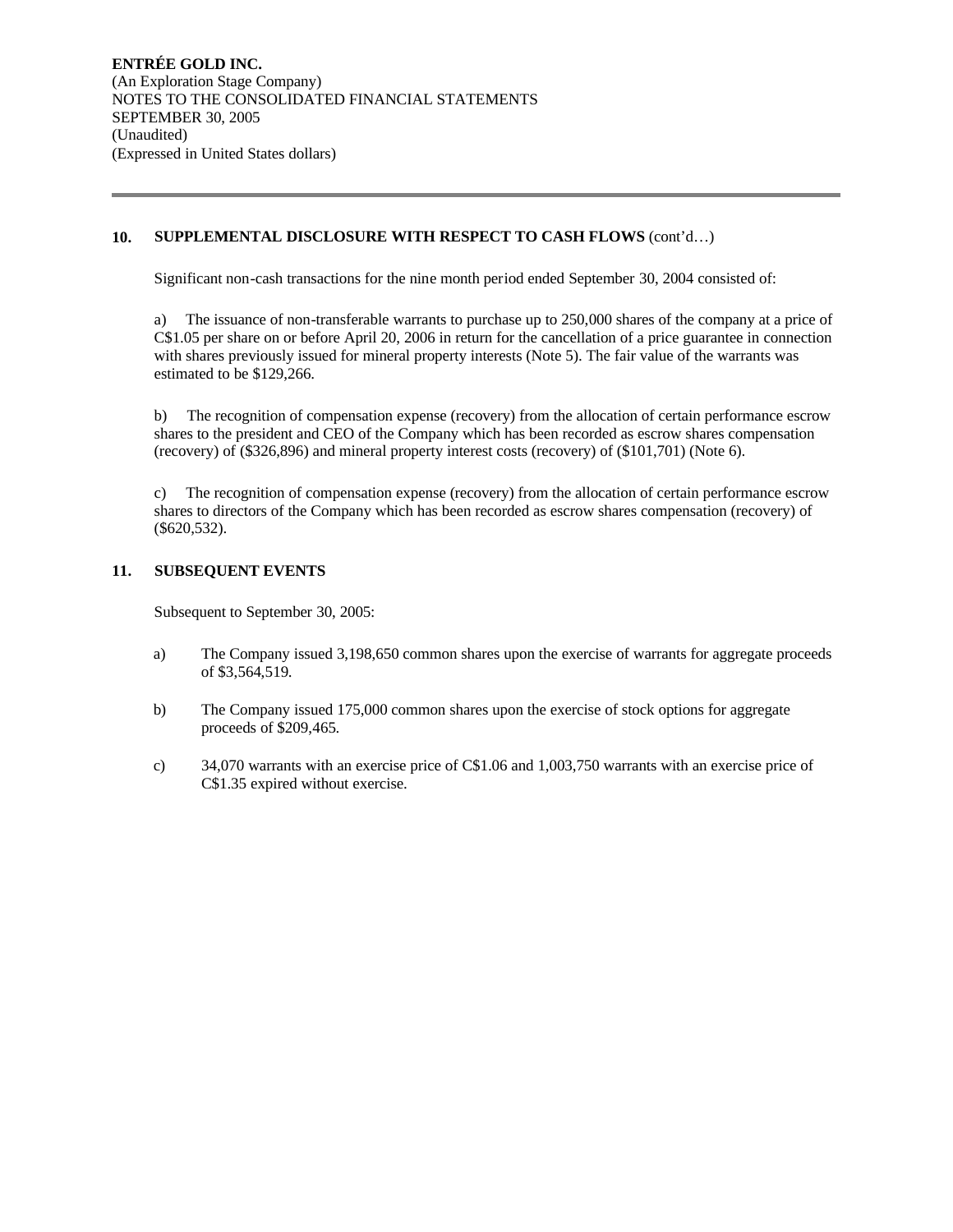**ENTRÉE GOLD INC.**
(An Exploration Stage Company)
NOTES TO THE CONSOLIDATED FINANCIAL STATEMENTS
SEPTEMBER 30, 2005
(Unaudited)
(Expressed in United States dollars)

---

## 10. SUPPLEMENTAL DISCLOSURE WITH RESPECT TO CASH FLOWS (cont'd…)

Significant non-cash transactions for the nine month period ended September 30, 2004 consisted of:

a) The issuance of non-transferable warrants to purchase up to 250,000 shares of the company at a price of C$1.05 per share on or before April 20, 2006 in return for the cancellation of a price guarantee in connection with shares previously issued for mineral property interests (Note 5). The fair value of the warrants was estimated to be $129,266.

b) The recognition of compensation expense (recovery) from the allocation of certain performance escrow shares to the president and CEO of the Company which has been recorded as escrow shares compensation (recovery) of ($326,896) and mineral property interest costs (recovery) of ($101,701) (Note 6).

c) The recognition of compensation expense (recovery) from the allocation of certain performance escrow shares to directors of the Company which has been recorded as escrow shares compensation (recovery) of ($620,532).

## 11. SUBSEQUENT EVENTS

Subsequent to September 30, 2005:

a) The Company issued 3,198,650 common shares upon the exercise of warrants for aggregate proceeds of $3,564,519.

b) The Company issued 175,000 common shares upon the exercise of stock options for aggregate proceeds of $209,465.

c) 34,070 warrants with an exercise price of C$1.06 and 1,003,750 warrants with an exercise price of C$1.35 expired without exercise.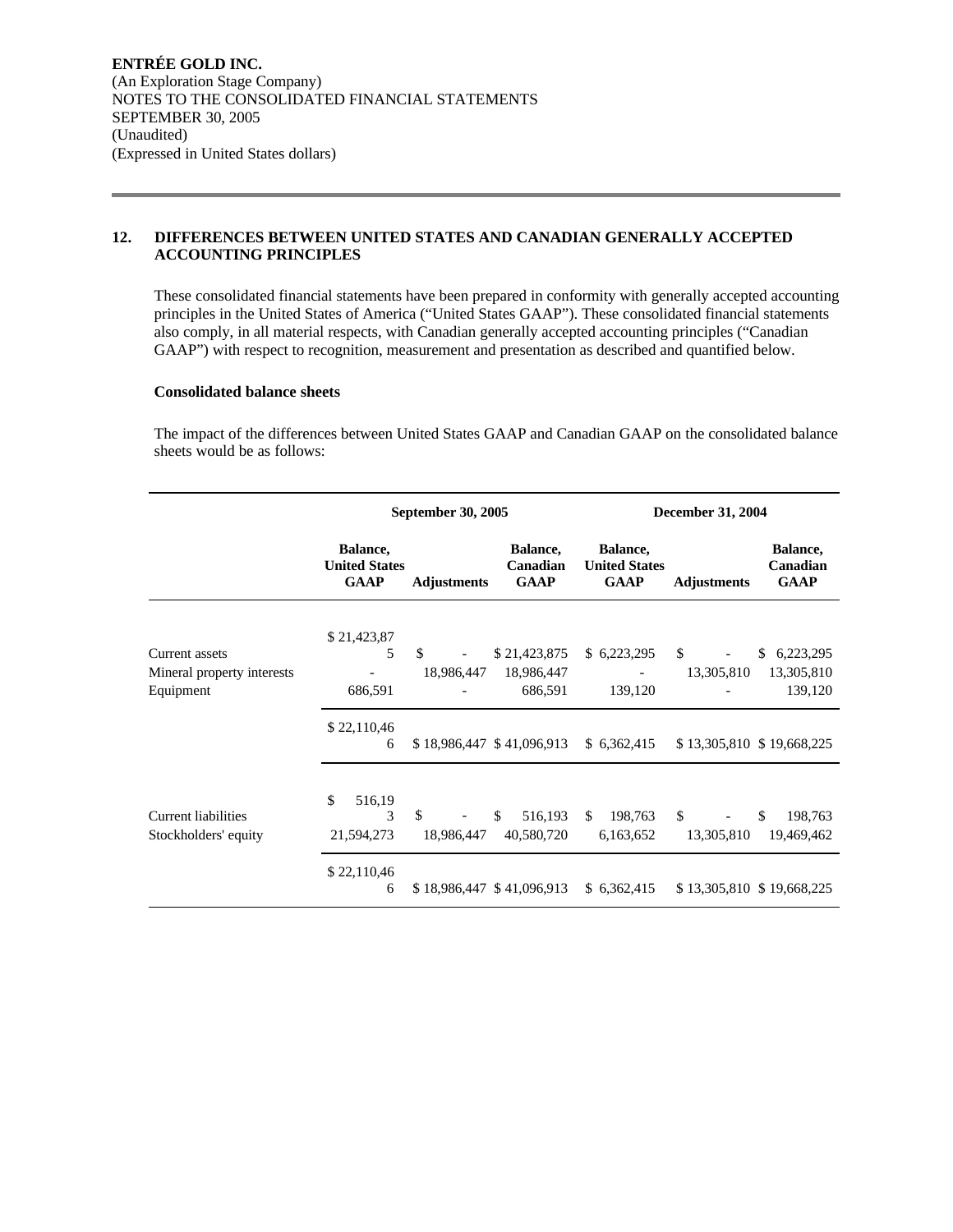**ENTRÉE GOLD INC.**
(An Exploration Stage Company)
NOTES TO THE CONSOLIDATED FINANCIAL STATEMENTS
SEPTEMBER 30, 2005
(Unaudited)
(Expressed in United States dollars)

## 12. DIFFERENCES BETWEEN UNITED STATES AND CANADIAN GENERALLY ACCEPTED ACCOUNTING PRINCIPLES

These consolidated financial statements have been prepared in conformity with generally accepted accounting principles in the United States of America ("United States GAAP"). These consolidated financial statements also comply, in all material respects, with Canadian generally accepted accounting principles ("Canadian GAAP") with respect to recognition, measurement and presentation as described and quantified below.

**Consolidated balance sheets**

The impact of the differences between United States GAAP and Canadian GAAP on the consolidated balance sheets would be as follows:

| | September 30, 2005 | | | December 31, 2004 | | |
|---|---|---|---|---|---|---|
| | Balance, United States GAAP | Adjustments | Balance, Canadian GAAP | Balance, United States GAAP | Adjustments | Balance, Canadian GAAP |
| Current assets | $ 21,423,875 | $ - | $ 21,423,875 | $ 6,223,295 | $ - | $ 6,223,295 |
| Mineral property interests | - | 18,986,447 | 18,986,447 | - | 13,305,810 | 13,305,810 |
| Equipment | 686,591 | - | 686,591 | 139,120 | - | 139,120 |
| | $ 22,110,466 | $ 18,986,447 | $ 41,096,913 | $ 6,362,415 | $ 13,305,810 | $ 19,668,225 |
| Current liabilities | $ 516,193 | $ - | $ 516,193 | $ 198,763 | $ - | $ 198,763 |
| Stockholders' equity | 21,594,273 | 18,986,447 | 40,580,720 | 6,163,652 | 13,305,810 | 19,469,462 |
| | $ 22,110,466 | $ 18,986,447 | $ 41,096,913 | $ 6,362,415 | $ 13,305,810 | $ 19,668,225 |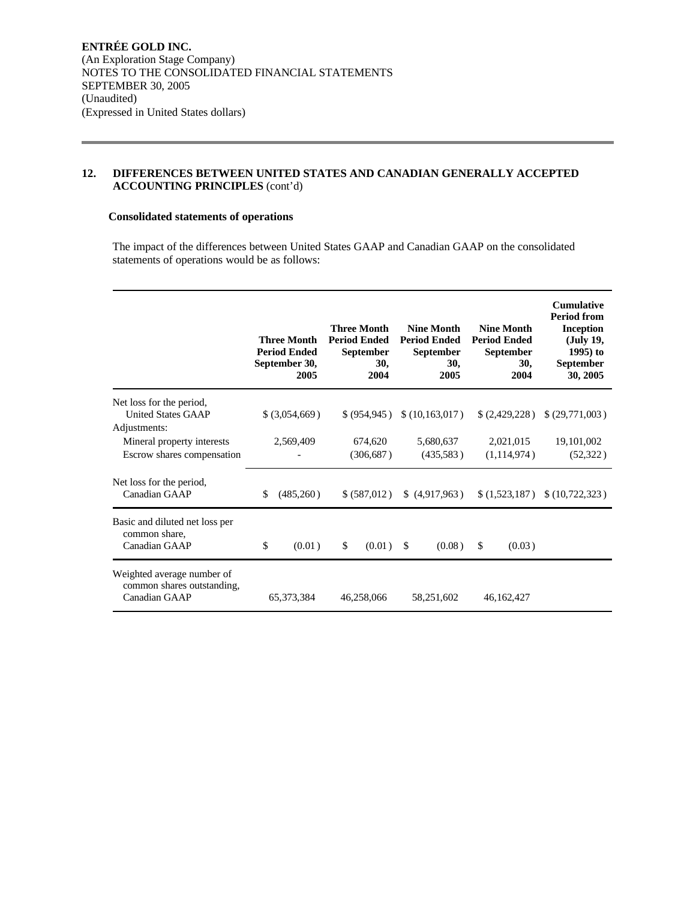**ENTRÉE GOLD INC.**
(An Exploration Stage Company)
NOTES TO THE CONSOLIDATED FINANCIAL STATEMENTS
SEPTEMBER 30, 2005
(Unaudited)
(Expressed in United States dollars)

## 12. DIFFERENCES BETWEEN UNITED STATES AND CANADIAN GENERALLY ACCEPTED ACCOUNTING PRINCIPLES (cont'd)

### Consolidated statements of operations

The impact of the differences between United States GAAP and Canadian GAAP on the consolidated statements of operations would be as follows:

| | Three Month Period Ended September 30, 2005 | Three Month Period Ended September 30, 2004 | Nine Month Period Ended September 30, 2005 | Nine Month Period Ended September 30, 2004 | Cumulative Period from Inception (July 19, 1995) to September 30, 2005 |
|---|---|---|---|---|---|
| Net loss for the period, United States GAAP | $ (3,054,669) | $ (954,945) | $ (10,163,017) | $ (2,429,228) | $ (29,771,003) |
| Adjustments: | | | | | |
| Mineral property interests | 2,569,409 | 674,620 | 5,680,637 | 2,021,015 | 19,101,002 |
| Escrow shares compensation | - | (306,687) | (435,583) | (1,114,974) | (52,322) |
| Net loss for the period, Canadian GAAP | $ (485,260) | $ (587,012) | $ (4,917,963) | $ (1,523,187) | $ (10,722,323) |
| Basic and diluted net loss per common share, Canadian GAAP | $ (0.01) | $ (0.01) | $ (0.08) | $ (0.03) | |
| Weighted average number of common shares outstanding, Canadian GAAP | 65,373,384 | 46,258,066 | 58,251,602 | 46,162,427 | |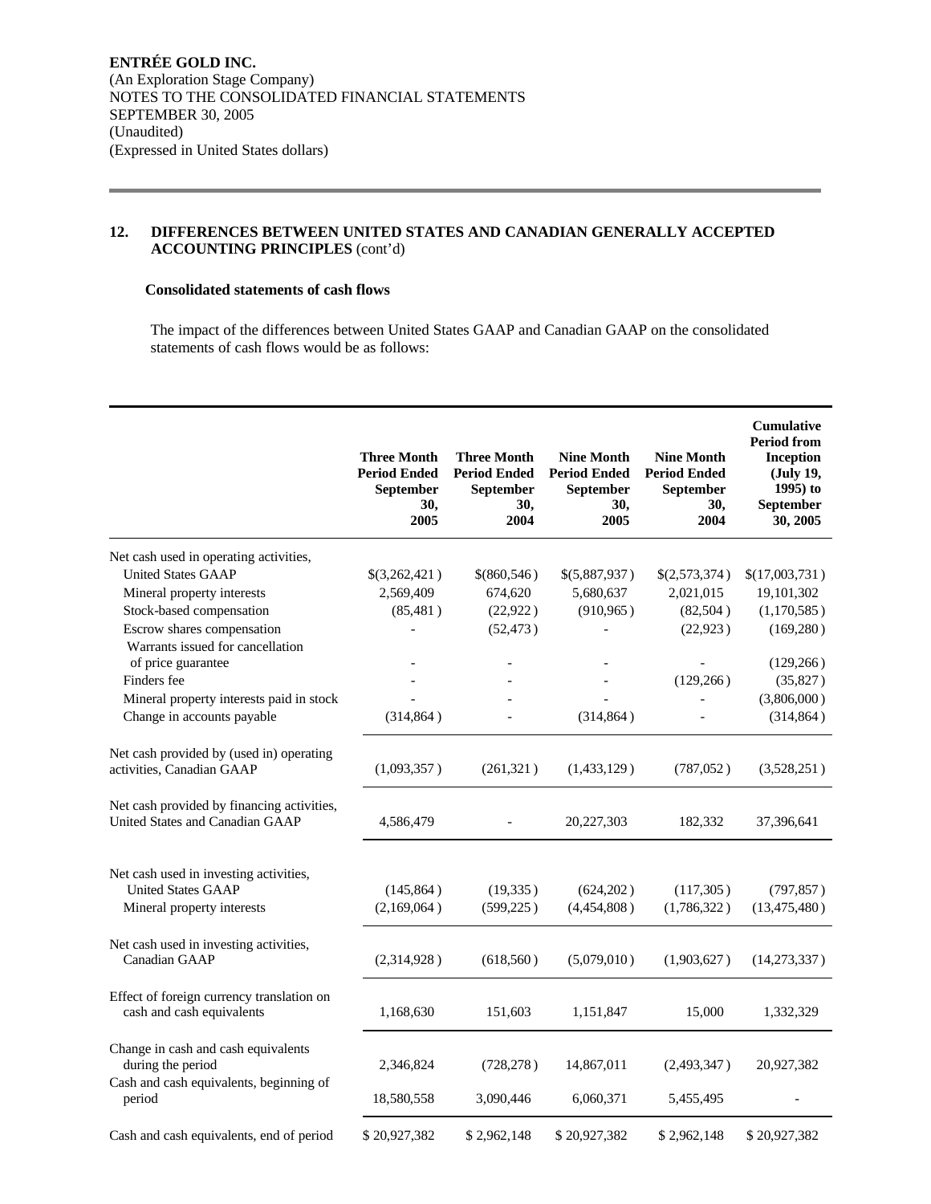**ENTRÉE GOLD INC.**
(An Exploration Stage Company)
NOTES TO THE CONSOLIDATED FINANCIAL STATEMENTS
SEPTEMBER 30, 2005
(Unaudited)
(Expressed in United States dollars)

## 12. DIFFERENCES BETWEEN UNITED STATES AND CANADIAN GENERALLY ACCEPTED ACCOUNTING PRINCIPLES (cont'd)

### Consolidated statements of cash flows

The impact of the differences between United States GAAP and Canadian GAAP on the consolidated statements of cash flows would be as follows:

| | Three Month Period Ended September 30, 2005 | Three Month Period Ended September 30, 2004 | Nine Month Period Ended September 30, 2005 | Nine Month Period Ended September 30, 2004 | Cumulative Period from Inception (July 19, 1995) to September 30, 2005 |
|---|---|---|---|---|---|
| Net cash used in operating activities, | | | | | |
| United States GAAP | $(3,262,421) | $(860,546) | $(5,887,937) | $(2,573,374) | $(17,003,731) |
| Mineral property interests | 2,569,409 | 674,620 | 5,680,637 | 2,021,015 | 19,101,302 |
| Stock-based compensation | (85,481) | (22,922) | (910,965) | (82,504) | (1,170,585) |
| Escrow shares compensation | - | (52,473) | - | (22,923) | (169,280) |
| Warrants issued for cancellation of price guarantee | - | - | - | - | (129,266) |
| Finders fee | - | - | - | (129,266) | (35,827) |
| Mineral property interests paid in stock | - | - | - | - | (3,806,000) |
| Change in accounts payable | (314,864) | - | (314,864) | - | (314,864) |
| Net cash provided by (used in) operating activities, Canadian GAAP | (1,093,357) | (261,321) | (1,433,129) | (787,052) | (3,528,251) |
| Net cash provided by financing activities, United States and Canadian GAAP | 4,586,479 | - | 20,227,303 | 182,332 | 37,396,641 |
| Net cash used in investing activities, | | | | | |
| United States GAAP | (145,864) | (19,335) | (624,202) | (117,305) | (797,857) |
| Mineral property interests | (2,169,064) | (599,225) | (4,454,808) | (1,786,322) | (13,475,480) |
| Net cash used in investing activities, Canadian GAAP | (2,314,928) | (618,560) | (5,079,010) | (1,903,627) | (14,273,337) |
| Effect of foreign currency translation on cash and cash equivalents | 1,168,630 | 151,603 | 1,151,847 | 15,000 | 1,332,329 |
| Change in cash and cash equivalents during the period | 2,346,824 | (728,278) | 14,867,011 | (2,493,347) | 20,927,382 |
| Cash and cash equivalents, beginning of period | 18,580,558 | 3,090,446 | 6,060,371 | 5,455,495 | - |
| Cash and cash equivalents, end of period | $ 20,927,382 | $ 2,962,148 | $ 20,927,382 | $ 2,962,148 | $ 20,927,382 |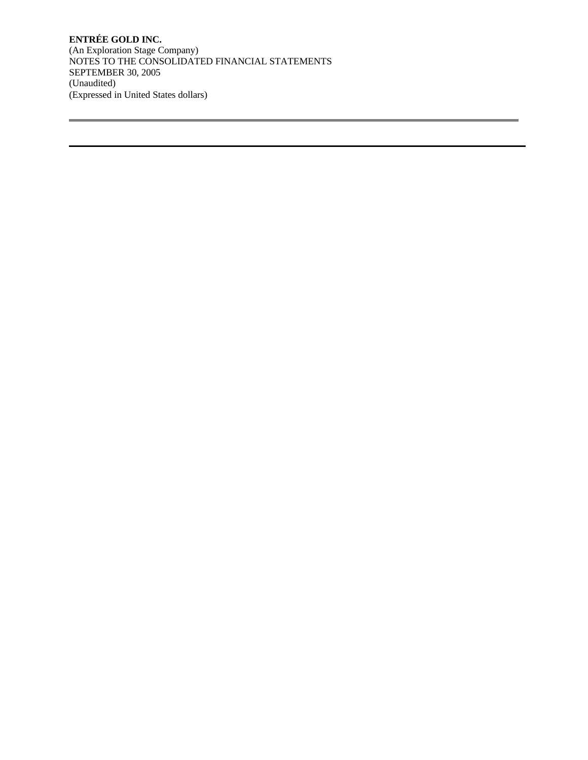**ENTRÉE GOLD INC.**
(An Exploration Stage Company)
NOTES TO THE CONSOLIDATED FINANCIAL STATEMENTS
SEPTEMBER 30, 2005
(Unaudited)
(Expressed in United States dollars)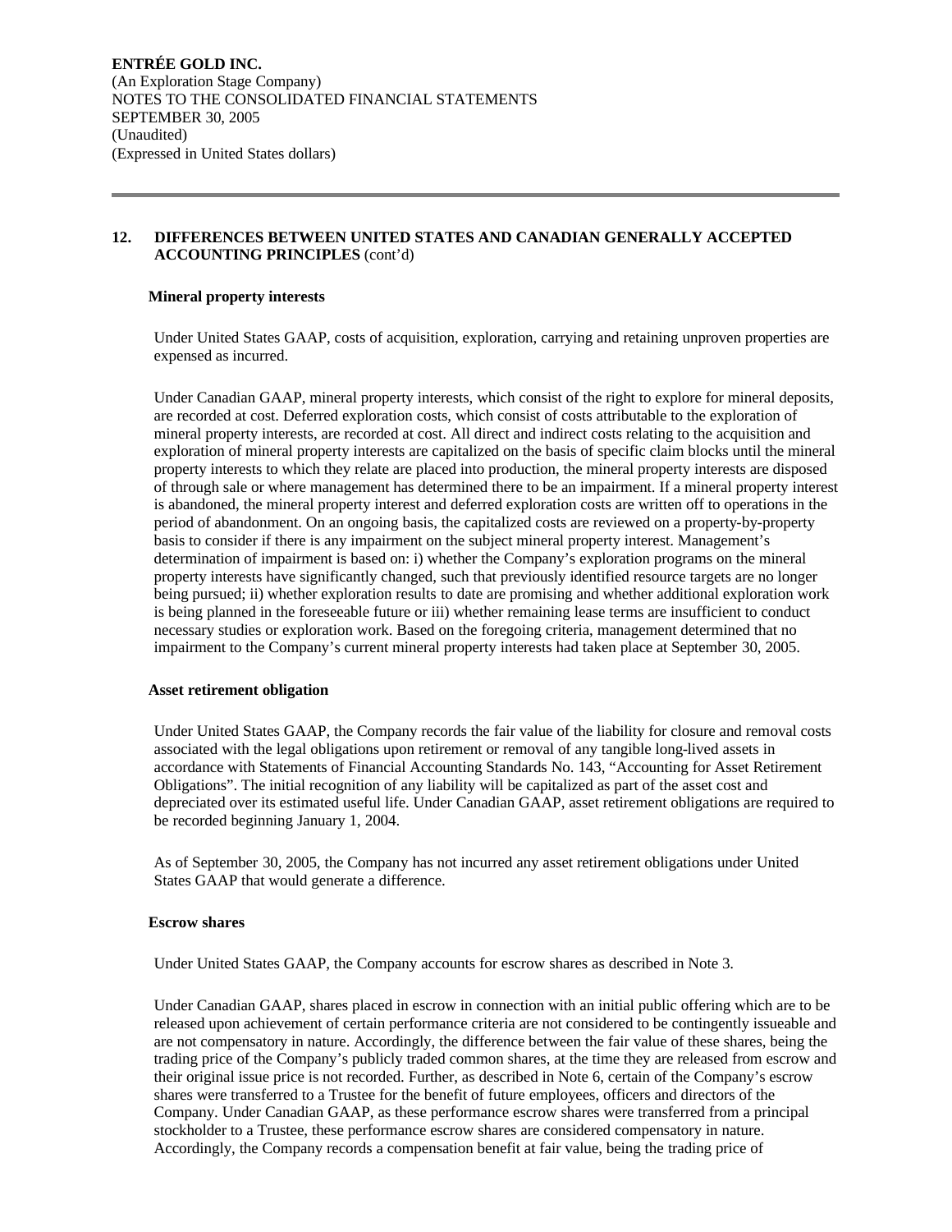**ENTRÉE GOLD INC.**
(An Exploration Stage Company)
NOTES TO THE CONSOLIDATED FINANCIAL STATEMENTS
SEPTEMBER 30, 2005
(Unaudited)
(Expressed in United States dollars)

## 12. DIFFERENCES BETWEEN UNITED STATES AND CANADIAN GENERALLY ACCEPTED ACCOUNTING PRINCIPLES (cont'd)

**Mineral property interests**

Under United States GAAP, costs of acquisition, exploration, carrying and retaining unproven properties are expensed as incurred.

Under Canadian GAAP, mineral property interests, which consist of the right to explore for mineral deposits, are recorded at cost. Deferred exploration costs, which consist of costs attributable to the exploration of mineral property interests, are recorded at cost. All direct and indirect costs relating to the acquisition and exploration of mineral property interests are capitalized on the basis of specific claim blocks until the mineral property interests to which they relate are placed into production, the mineral property interests are disposed of through sale or where management has determined there to be an impairment. If a mineral property interest is abandoned, the mineral property interest and deferred exploration costs are written off to operations in the period of abandonment. On an ongoing basis, the capitalized costs are reviewed on a property-by-property basis to consider if there is any impairment on the subject mineral property interest. Management's determination of impairment is based on: i) whether the Company's exploration programs on the mineral property interests have significantly changed, such that previously identified resource targets are no longer being pursued; ii) whether exploration results to date are promising and whether additional exploration work is being planned in the foreseeable future or iii) whether remaining lease terms are insufficient to conduct necessary studies or exploration work. Based on the foregoing criteria, management determined that no impairment to the Company's current mineral property interests had taken place at September 30, 2005.

**Asset retirement obligation**

Under United States GAAP, the Company records the fair value of the liability for closure and removal costs associated with the legal obligations upon retirement or removal of any tangible long-lived assets in accordance with Statements of Financial Accounting Standards No. 143, "Accounting for Asset Retirement Obligations". The initial recognition of any liability will be capitalized as part of the asset cost and depreciated over its estimated useful life. Under Canadian GAAP, asset retirement obligations are required to be recorded beginning January 1, 2004.

As of September 30, 2005, the Company has not incurred any asset retirement obligations under United States GAAP that would generate a difference.

**Escrow shares**

Under United States GAAP, the Company accounts for escrow shares as described in Note 3.

Under Canadian GAAP, shares placed in escrow in connection with an initial public offering which are to be released upon achievement of certain performance criteria are not considered to be contingently issueable and are not compensatory in nature. Accordingly, the difference between the fair value of these shares, being the trading price of the Company's publicly traded common shares, at the time they are released from escrow and their original issue price is not recorded. Further, as described in Note 6, certain of the Company's escrow shares were transferred to a Trustee for the benefit of future employees, officers and directors of the Company. Under Canadian GAAP, as these performance escrow shares were transferred from a principal stockholder to a Trustee, these performance escrow shares are considered compensatory in nature. Accordingly, the Company records a compensation benefit at fair value, being the trading price of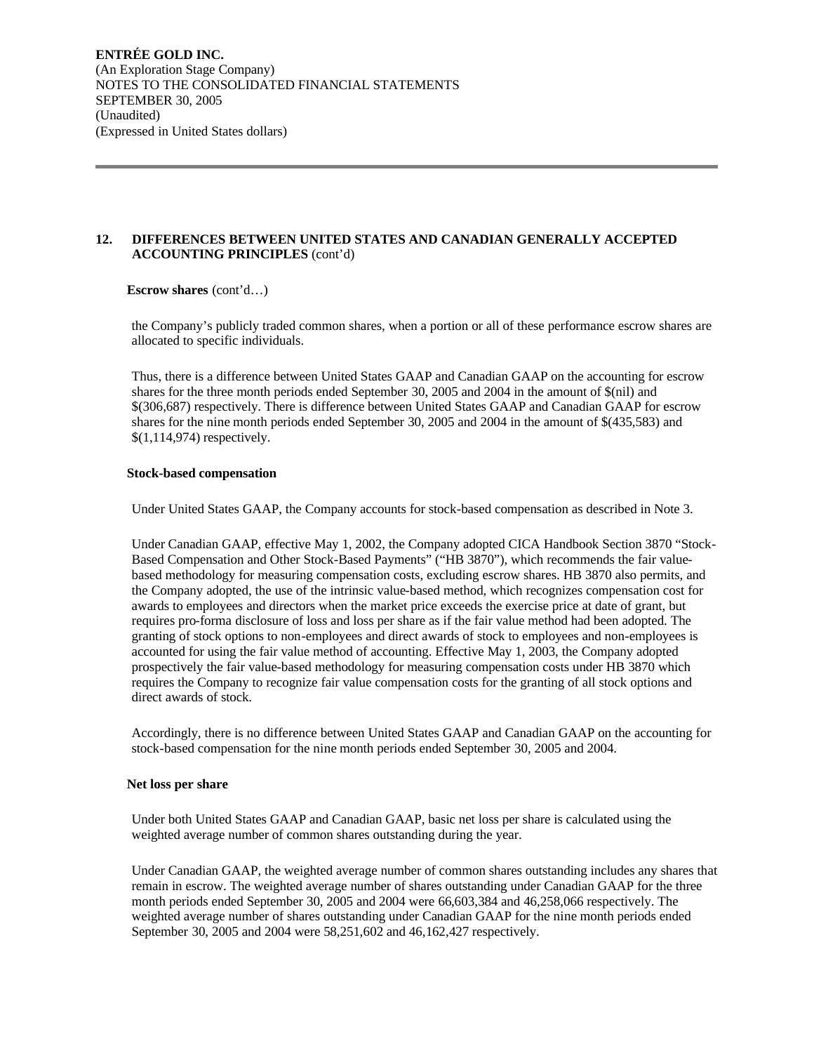## 12. DIFFERENCES BETWEEN UNITED STATES AND CANADIAN GENERALLY ACCEPTED ACCOUNTING PRINCIPLES (cont'd)

**Escrow shares** (cont'd…)

the Company's publicly traded common shares, when a portion or all of these performance escrow shares are allocated to specific individuals.

Thus, there is a difference between United States GAAP and Canadian GAAP on the accounting for escrow shares for the three month periods ended September 30, 2005 and 2004 in the amount of $(nil) and $(306,687) respectively. There is difference between United States GAAP and Canadian GAAP for escrow shares for the nine month periods ended September 30, 2005 and 2004 in the amount of $(435,583) and $(1,114,974) respectively.

**Stock-based compensation**

Under United States GAAP, the Company accounts for stock-based compensation as described in Note 3.

Under Canadian GAAP, effective May 1, 2002, the Company adopted CICA Handbook Section 3870 "Stock-Based Compensation and Other Stock-Based Payments" ("HB 3870"), which recommends the fair value-based methodology for measuring compensation costs, excluding escrow shares. HB 3870 also permits, and the Company adopted, the use of the intrinsic value-based method, which recognizes compensation cost for awards to employees and directors when the market price exceeds the exercise price at date of grant, but requires pro-forma disclosure of loss and loss per share as if the fair value method had been adopted. The granting of stock options to non-employees and direct awards of stock to employees and non-employees is accounted for using the fair value method of accounting. Effective May 1, 2003, the Company adopted prospectively the fair value-based methodology for measuring compensation costs under HB 3870 which requires the Company to recognize fair value compensation costs for the granting of all stock options and direct awards of stock.

Accordingly, there is no difference between United States GAAP and Canadian GAAP on the accounting for stock-based compensation for the nine month periods ended September 30, 2005 and 2004.

**Net loss per share**

Under both United States GAAP and Canadian GAAP, basic net loss per share is calculated using the weighted average number of common shares outstanding during the year.

Under Canadian GAAP, the weighted average number of common shares outstanding includes any shares that remain in escrow. The weighted average number of shares outstanding under Canadian GAAP for the three month periods ended September 30, 2005 and 2004 were 66,603,384 and 46,258,066 respectively. The weighted average number of shares outstanding under Canadian GAAP for the nine month periods ended September 30, 2005 and 2004 were 58,251,602 and 46,162,427 respectively.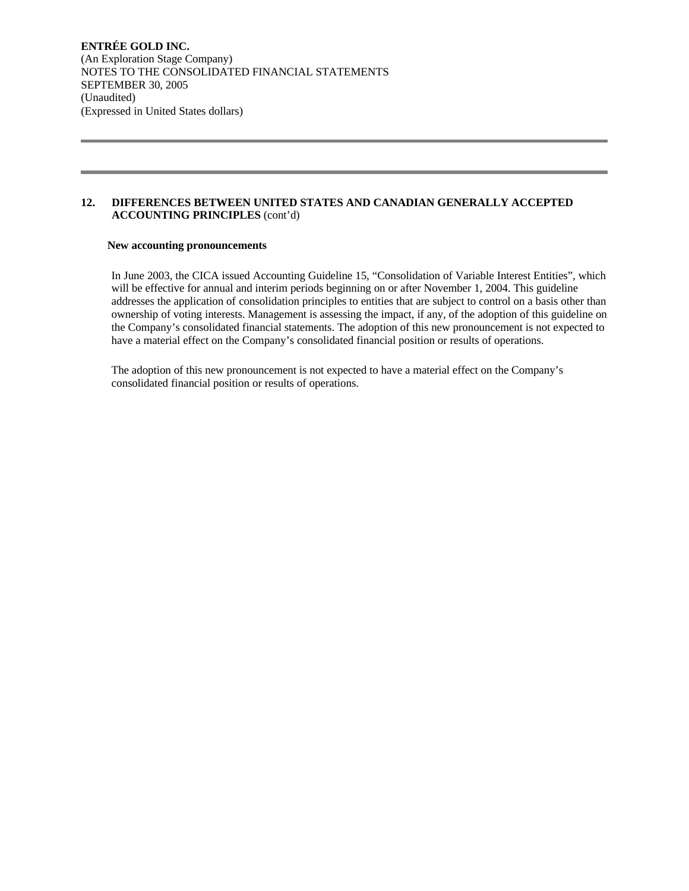**ENTRÉE GOLD INC.**
(An Exploration Stage Company)
NOTES TO THE CONSOLIDATED FINANCIAL STATEMENTS
SEPTEMBER 30, 2005
(Unaudited)
(Expressed in United States dollars)

## 12. DIFFERENCES BETWEEN UNITED STATES AND CANADIAN GENERALLY ACCEPTED ACCOUNTING PRINCIPLES (cont'd)

### New accounting pronouncements

In June 2003, the CICA issued Accounting Guideline 15, "Consolidation of Variable Interest Entities", which will be effective for annual and interim periods beginning on or after November 1, 2004. This guideline addresses the application of consolidation principles to entities that are subject to control on a basis other than ownership of voting interests. Management is assessing the impact, if any, of the adoption of this guideline on the Company's consolidated financial statements. The adoption of this new pronouncement is not expected to have a material effect on the Company's consolidated financial position or results of operations.

The adoption of this new pronouncement is not expected to have a material effect on the Company's consolidated financial position or results of operations.